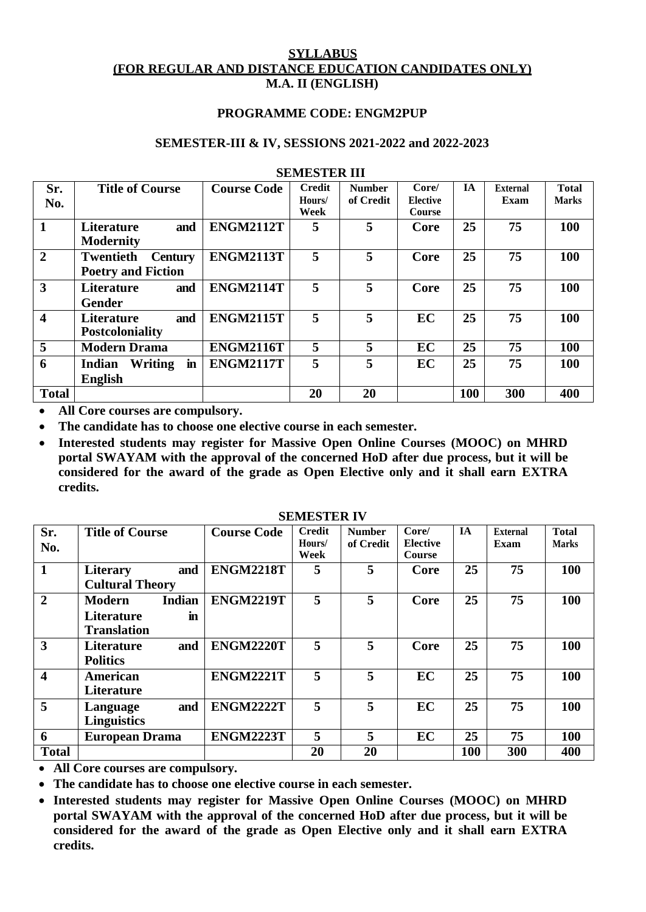# SYLLABUS
## (FOR REGULAR AND DISTANCE EDUCATION CANDIDATES ONLY)
## M.A. II (ENGLISH)

### PROGRAMME CODE: ENGM2PUP

### SEMESTER-III & IV, SESSIONS 2021-2022 and 2022-2023

### SEMESTER III

| Sr. No. | Title of Course | Course Code | Credit Hours/ Week | Number of Credit | Core/ Elective Course | IA | External Exam | Total Marks |
|---|---|---|---|---|---|---|---|---|
| 1 | Literature and Modernity | ENGM2112T | 5 | 5 | Core | 25 | 75 | 100 |
| 2 | Twentieth Century Poetry and Fiction | ENGM2113T | 5 | 5 | Core | 25 | 75 | 100 |
| 3 | Literature and Gender | ENGM2114T | 5 | 5 | Core | 25 | 75 | 100 |
| 4 | Literature and Postcoloniality | ENGM2115T | 5 | 5 | EC | 25 | 75 | 100 |
| 5 | Modern Drama | ENGM2116T | 5 | 5 | EC | 25 | 75 | 100 |
| 6 | Indian Writing in English | ENGM2117T | 5 | 5 | EC | 25 | 75 | 100 |
| **Total** | | | 20 | 20 | | 100 | 300 | 400 |

- **All Core courses are compulsory.**
- **The candidate has to choose one elective course in each semester.**
- **Interested students may register for Massive Open Online Courses (MOOC) on MHRD portal SWAYAM with the approval of the concerned HoD after due process, but it will be considered for the award of the grade as Open Elective only and it shall earn EXTRA credits.**

### SEMESTER IV

| Sr. No. | Title of Course | Course Code | Credit Hours/ Week | Number of Credit | Core/ Elective Course | IA | External Exam | Total Marks |
|---|---|---|---|---|---|---|---|---|
| 1 | Literary and Cultural Theory | ENGM2218T | 5 | 5 | Core | 25 | 75 | 100 |
| 2 | Modern Indian Literature in Translation | ENGM2219T | 5 | 5 | Core | 25 | 75 | 100 |
| 3 | Literature and Politics | ENGM2220T | 5 | 5 | Core | 25 | 75 | 100 |
| 4 | American Literature | ENGM2221T | 5 | 5 | EC | 25 | 75 | 100 |
| 5 | Language and Linguistics | ENGM2222T | 5 | 5 | EC | 25 | 75 | 100 |
| 6 | European Drama | ENGM2223T | 5 | 5 | EC | 25 | 75 | 100 |
| **Total** | | | 20 | 20 | | 100 | 300 | 400 |

- **All Core courses are compulsory.**
- **The candidate has to choose one elective course in each semester.**
- **Interested students may register for Massive Open Online Courses (MOOC) on MHRD portal SWAYAM with the approval of the concerned HoD after due process, but it will be considered for the award of the grade as Open Elective only and it shall earn EXTRA credits.**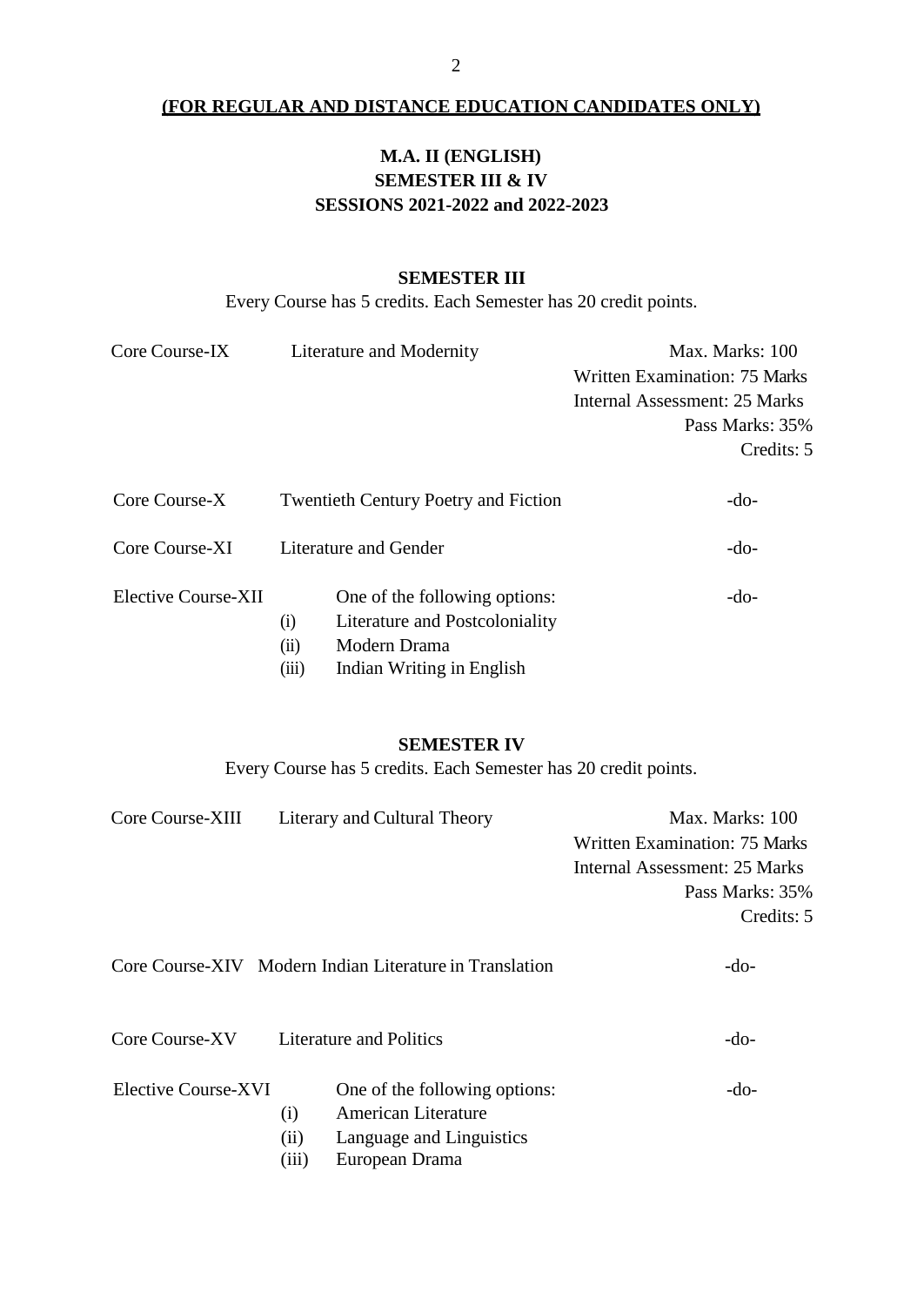**(FOR REGULAR AND DISTANCE EDUCATION CANDIDATES ONLY)**

# M.A. II (ENGLISH)
## SEMESTER III & IV
## SESSIONS 2021-2022 and 2022-2023

### SEMESTER III

Every Course has 5 credits. Each Semester has 20 credit points.

| | | |
|---|---|---|
| Core Course-IX | Literature and Modernity | Max. Marks: 100<br>Written Examination: 75 Marks<br>Internal Assessment: 25 Marks<br>Pass Marks: 35%<br>Credits: 5 |
| Core Course-X | Twentieth Century Poetry and Fiction | -do- |
| Core Course-XI | Literature and Gender | -do- |
| Elective Course-XII | One of the following options:<br>(i) Literature and Postcoloniality<br>(ii) Modern Drama<br>(iii) Indian Writing in English | -do- |

### SEMESTER IV

Every Course has 5 credits. Each Semester has 20 credit points.

| | | |
|---|---|---|
| Core Course-XIII | Literary and Cultural Theory | Max. Marks: 100<br>Written Examination: 75 Marks<br>Internal Assessment: 25 Marks<br>Pass Marks: 35%<br>Credits: 5 |
| Core Course-XIV | Modern Indian Literature in Translation | -do- |
| Core Course-XV | Literature and Politics | -do- |
| Elective Course-XVI | One of the following options:<br>(i) American Literature<br>(ii) Language and Linguistics<br>(iii) European Drama | -do- |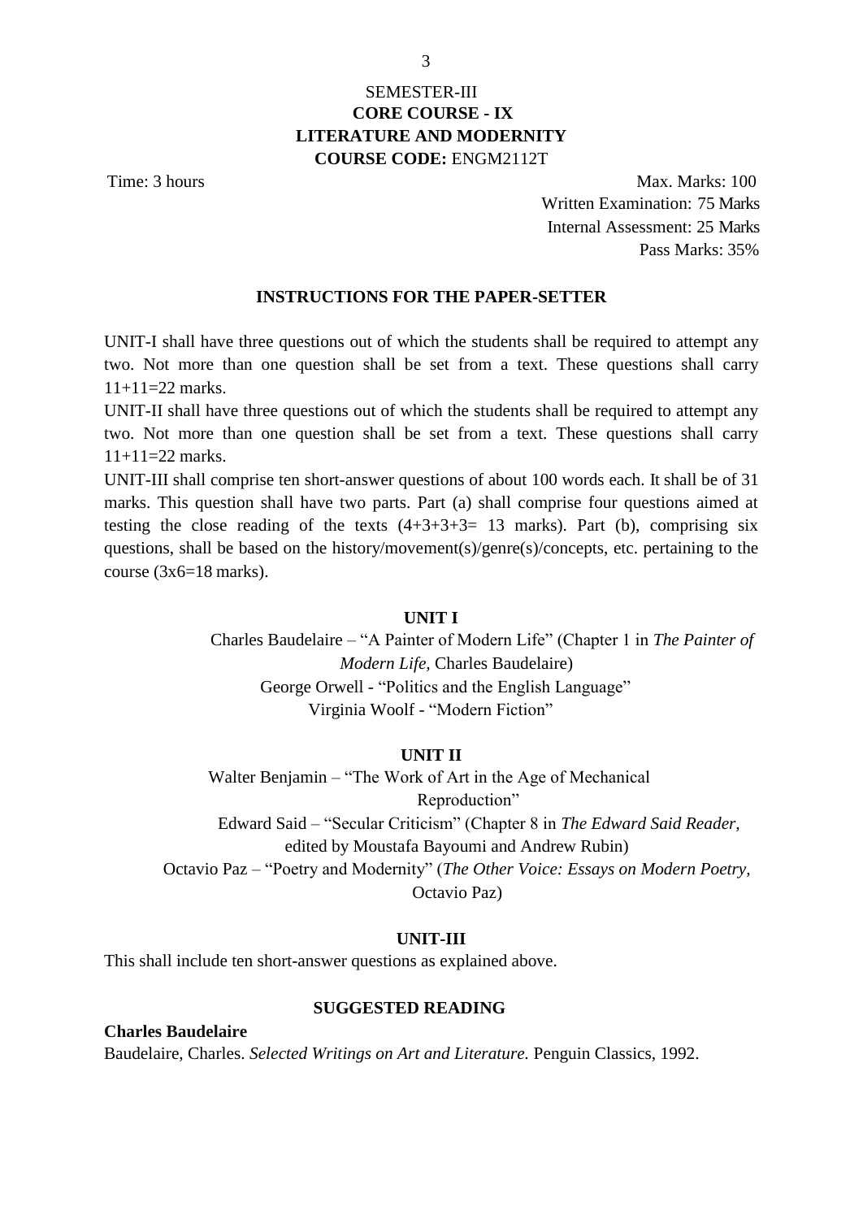# SEMESTER-III

## CORE COURSE - IX

## LITERATURE AND MODERNITY

**COURSE CODE:** ENGM2112T

Time: 3 hours

Max. Marks: 100
Written Examination: 75 Marks
Internal Assessment: 25 Marks
Pass Marks: 35%

### INSTRUCTIONS FOR THE PAPER-SETTER

UNIT-I shall have three questions out of which the students shall be required to attempt any two. Not more than one question shall be set from a text. These questions shall carry 11+11=22 marks.

UNIT-II shall have three questions out of which the students shall be required to attempt any two. Not more than one question shall be set from a text. These questions shall carry 11+11=22 marks.

UNIT-III shall comprise ten short-answer questions of about 100 words each. It shall be of 31 marks. This question shall have two parts. Part (a) shall comprise four questions aimed at testing the close reading of the texts (4+3+3+3= 13 marks). Part (b), comprising six questions, shall be based on the history/movement(s)/genre(s)/concepts, etc. pertaining to the course (3x6=18 marks).

### UNIT I

Charles Baudelaire – "A Painter of Modern Life" (Chapter 1 in *The Painter of Modern Life*, Charles Baudelaire)

George Orwell - "Politics and the English Language"

Virginia Woolf - "Modern Fiction"

### UNIT II

Walter Benjamin – "The Work of Art in the Age of Mechanical Reproduction"

Edward Said – "Secular Criticism" (Chapter 8 in *The Edward Said Reader*, edited by Moustafa Bayoumi and Andrew Rubin)

Octavio Paz – "Poetry and Modernity" (*The Other Voice: Essays on Modern Poetry*, Octavio Paz)

### UNIT-III

This shall include ten short-answer questions as explained above.

### SUGGESTED READING

**Charles Baudelaire**

Baudelaire, Charles. *Selected Writings on Art and Literature.* Penguin Classics, 1992.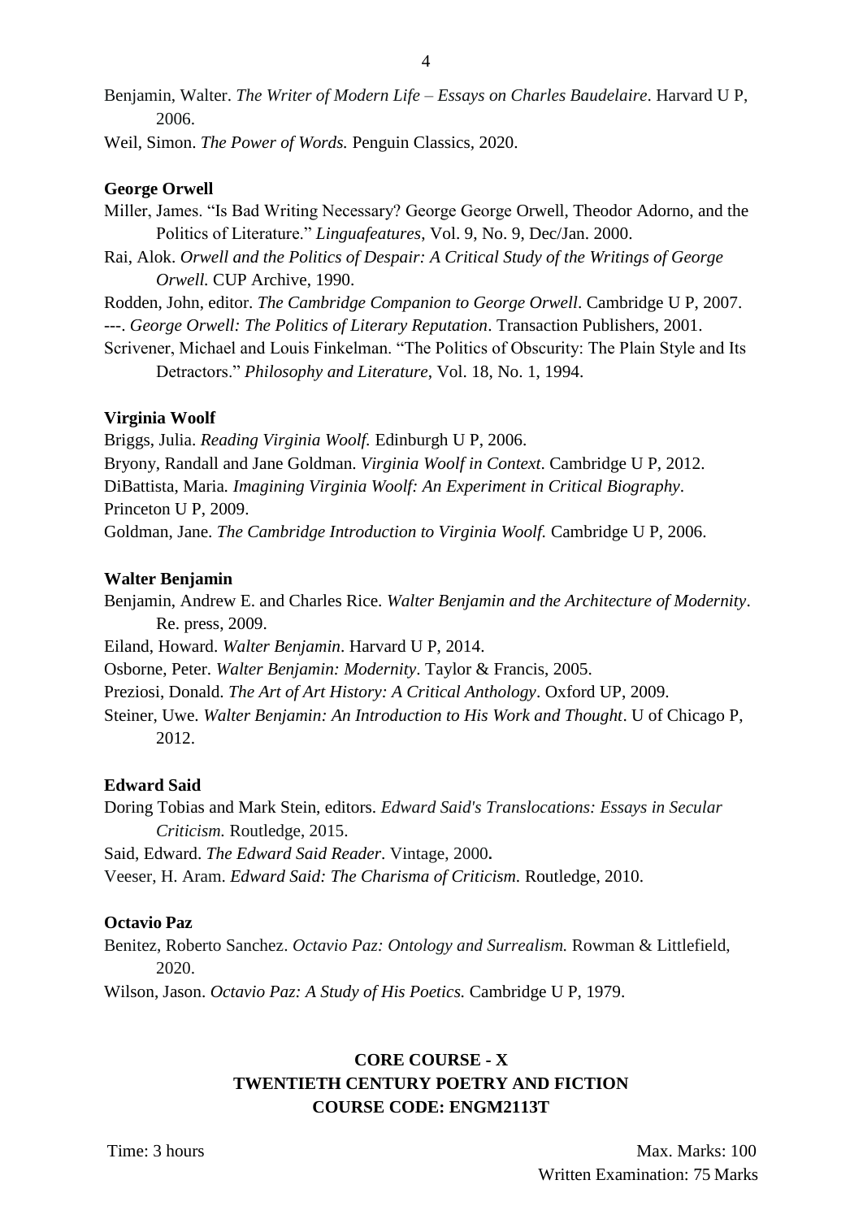Benjamin, Walter. *The Writer of Modern Life – Essays on Charles Baudelaire*. Harvard U P, 2006.

Weil, Simon. *The Power of Words.* Penguin Classics, 2020.

**George Orwell**

Miller, James. "Is Bad Writing Necessary? George George Orwell, Theodor Adorno, and the Politics of Literature." *Linguafeatures*, Vol. 9, No. 9, Dec/Jan. 2000.

Rai, Alok. *Orwell and the Politics of Despair: A Critical Study of the Writings of George Orwell.* CUP Archive, 1990.

Rodden, John, editor. *The Cambridge Companion to George Orwell*. Cambridge U P, 2007.

---. *George Orwell: The Politics of Literary Reputation*. Transaction Publishers, 2001.

Scrivener, Michael and Louis Finkelman. "The Politics of Obscurity: The Plain Style and Its Detractors." *Philosophy and Literature*, Vol. 18, No. 1, 1994.

**Virginia Woolf**

Briggs, Julia. *Reading Virginia Woolf.* Edinburgh U P, 2006.

Bryony, Randall and Jane Goldman. *Virginia Woolf in Context*. Cambridge U P, 2012.

DiBattista, Maria. *Imagining Virginia Woolf: An Experiment in Critical Biography*. Princeton U P, 2009.

Goldman, Jane. *The Cambridge Introduction to Virginia Woolf.* Cambridge U P, 2006.

**Walter Benjamin**

Benjamin, Andrew E. and Charles Rice. *Walter Benjamin and the Architecture of Modernity*. Re. press, 2009.

Eiland, Howard. *Walter Benjamin*. Harvard U P, 2014.

Osborne, Peter. *Walter Benjamin: Modernity*. Taylor & Francis, 2005.

Preziosi, Donald. *The Art of Art History: A Critical Anthology*. Oxford UP, 2009.

Steiner, Uwe. *Walter Benjamin: An Introduction to His Work and Thought*. U of Chicago P, 2012.

**Edward Said**

Doring Tobias and Mark Stein, editors. *Edward Said's Translocations: Essays in Secular Criticism.* Routledge, 2015.

Said, Edward. *The Edward Said Reader*. Vintage, 2000**.**

Veeser, H. Aram. *Edward Said: The Charisma of Criticism.* Routledge, 2010.

**Octavio Paz**

Benitez, Roberto Sanchez. *Octavio Paz: Ontology and Surrealism.* Rowman & Littlefield, 2020.

Wilson, Jason. *Octavio Paz: A Study of His Poetics.* Cambridge U P, 1979.

## CORE COURSE - X
## TWENTIETH CENTURY POETRY AND FICTION
## COURSE CODE: ENGM2113T

Time: 3 hours

Max. Marks: 100

Written Examination: 75 Marks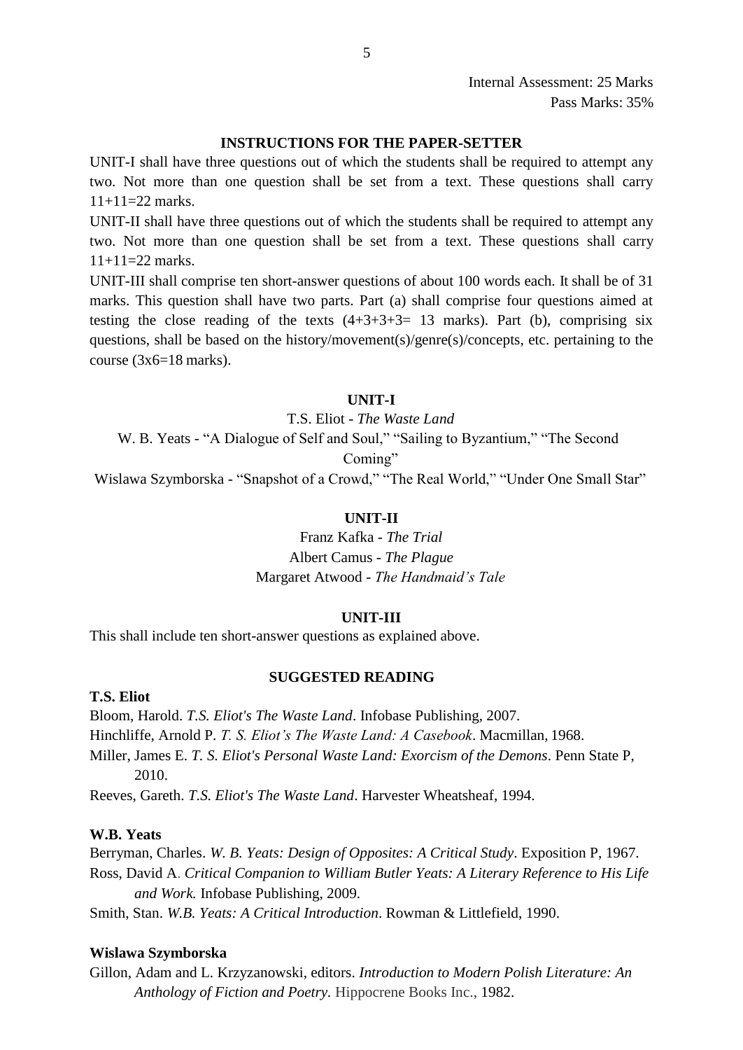Internal Assessment: 25 Marks
Pass Marks: 35%

## INSTRUCTIONS FOR THE PAPER-SETTER

UNIT-I shall have three questions out of which the students shall be required to attempt any two. Not more than one question shall be set from a text. These questions shall carry 11+11=22 marks.

UNIT-II shall have three questions out of which the students shall be required to attempt any two. Not more than one question shall be set from a text. These questions shall carry 11+11=22 marks.

UNIT-III shall comprise ten short-answer questions of about 100 words each. It shall be of 31 marks. This question shall have two parts. Part (a) shall comprise four questions aimed at testing the close reading of the texts (4+3+3+3= 13 marks). Part (b), comprising six questions, shall be based on the history/movement(s)/genre(s)/concepts, etc. pertaining to the course (3x6=18 marks).

## UNIT-I

T.S. Eliot - *The Waste Land*

W. B. Yeats - "A Dialogue of Self and Soul," "Sailing to Byzantium," "The Second Coming"

Wislawa Szymborska - "Snapshot of a Crowd," "The Real World," "Under One Small Star"

## UNIT-II

Franz Kafka - *The Trial*

Albert Camus - *The Plague*

Margaret Atwood - *The Handmaid's Tale*

## UNIT-III

This shall include ten short-answer questions as explained above.

## SUGGESTED READING

**T.S. Eliot**

Bloom, Harold. *T.S. Eliot's The Waste Land*. Infobase Publishing, 2007.

Hinchliffe, Arnold P. *T. S. Eliot's The Waste Land: A Casebook*. Macmillan, 1968.

Miller, James E. *T. S. Eliot's Personal Waste Land: Exorcism of the Demons*. Penn State P, 2010.

Reeves, Gareth. *T.S. Eliot's The Waste Land*. Harvester Wheatsheaf, 1994.

**W.B. Yeats**

Berryman, Charles. *W. B. Yeats: Design of Opposites: A Critical Study*. Exposition P, 1967.

Ross, David A. *Critical Companion to William Butler Yeats: A Literary Reference to His Life and Work.* Infobase Publishing, 2009.

Smith, Stan. *W.B. Yeats: A Critical Introduction*. Rowman & Littlefield, 1990.

**Wislawa Szymborska**

Gillon, Adam and L. Krzyzanowski, editors. *Introduction to Modern Polish Literature: An Anthology of Fiction and Poetry.* Hippocrene Books Inc., 1982.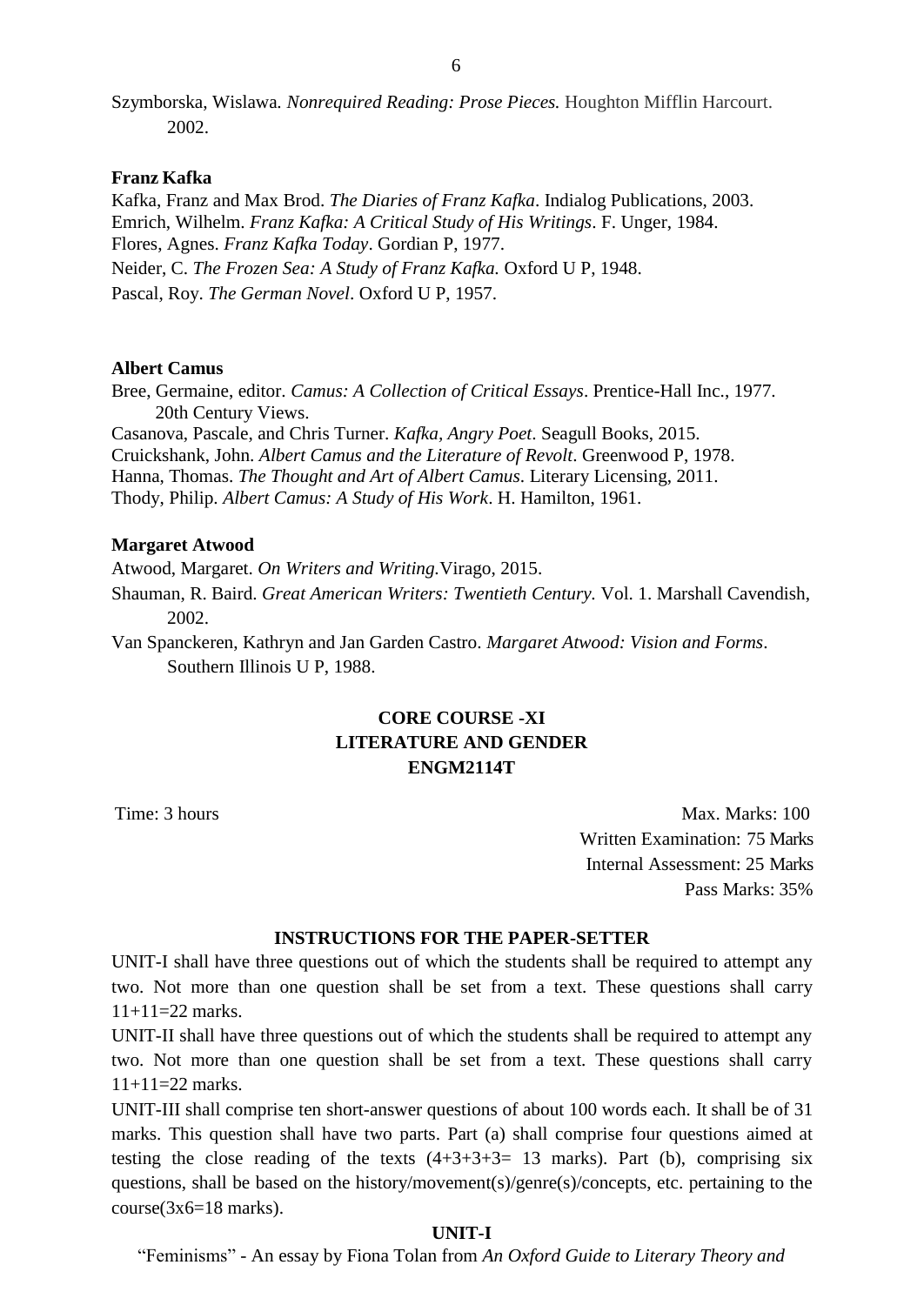Szymborska, Wislawa. *Nonrequired Reading: Prose Pieces.* Houghton Mifflin Harcourt. 2002.

**Franz Kafka**

Kafka, Franz and Max Brod. *The Diaries of Franz Kafka*. Indialog Publications, 2003.
Emrich, Wilhelm. *Franz Kafka: A Critical Study of His Writings*. F. Unger, 1984.
Flores, Agnes. *Franz Kafka Today*. Gordian P, 1977.
Neider, C. *The Frozen Sea: A Study of Franz Kafka.* Oxford U P, 1948.
Pascal, Roy. *The German Novel*. Oxford U P, 1957.

**Albert Camus**

Bree, Germaine, editor. *Camus: A Collection of Critical Essays*. Prentice-Hall Inc., 1977. 20th Century Views.
Casanova, Pascale, and Chris Turner. *Kafka, Angry Poet*. Seagull Books, 2015.
Cruickshank, John. *Albert Camus and the Literature of Revolt*. Greenwood P, 1978.
Hanna, Thomas. *The Thought and Art of Albert Camus*. Literary Licensing, 2011.
Thody, Philip. *Albert Camus: A Study of His Work*. H. Hamilton, 1961.

**Margaret Atwood**

Atwood, Margaret. *On Writers and Writing.*Virago, 2015.
Shauman, R. Baird. *Great American Writers: Twentieth Century.* Vol. 1. Marshall Cavendish, 2002.
Van Spanckeren, Kathryn and Jan Garden Castro. *Margaret Atwood: Vision and Forms*. Southern Illinois U P, 1988.

## CORE COURSE -XI
## LITERATURE AND GENDER
## ENGM2114T

Time: 3 hours

Max. Marks: 100
Written Examination: 75 Marks
Internal Assessment: 25 Marks
Pass Marks: 35%

### INSTRUCTIONS FOR THE PAPER-SETTER

UNIT-I shall have three questions out of which the students shall be required to attempt any two. Not more than one question shall be set from a text. These questions shall carry 11+11=22 marks.

UNIT-II shall have three questions out of which the students shall be required to attempt any two. Not more than one question shall be set from a text. These questions shall carry 11+11=22 marks.

UNIT-III shall comprise ten short-answer questions of about 100 words each. It shall be of 31 marks. This question shall have two parts. Part (a) shall comprise four questions aimed at testing the close reading of the texts (4+3+3+3= 13 marks). Part (b), comprising six questions, shall be based on the history/movement(s)/genre(s)/concepts, etc. pertaining to the course(3x6=18 marks).

### UNIT-I

"Feminisms" - An essay by Fiona Tolan from *An Oxford Guide to Literary Theory and*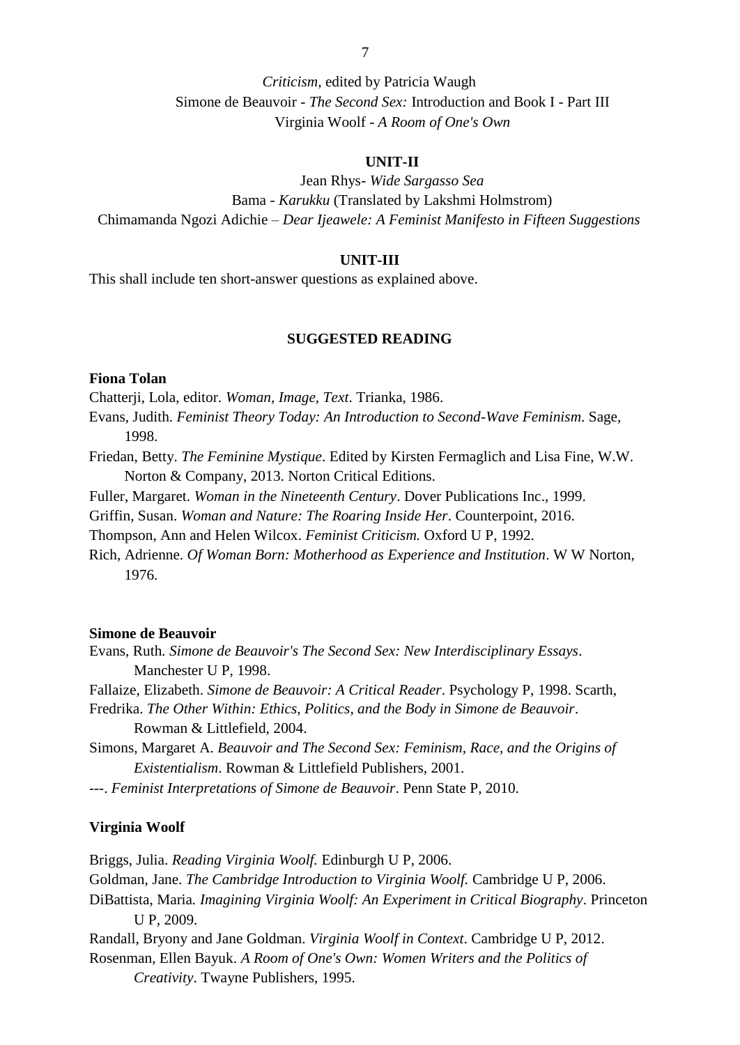*Criticism*, edited by Patricia Waugh
Simone de Beauvoir - *The Second Sex:* Introduction and Book I - Part III
Virginia Woolf - *A Room of One's Own*

**UNIT-II**

Jean Rhys- *Wide Sargasso Sea*
Bama - *Karukku* (Translated by Lakshmi Holmstrom)
Chimamanda Ngozi Adichie – *Dear Ijeawele: A Feminist Manifesto in Fifteen Suggestions*

**UNIT-III**

This shall include ten short-answer questions as explained above.

## SUGGESTED READING

**Fiona Tolan**

Chatterji, Lola, editor. *Woman, Image, Text*. Trianka, 1986.

Evans, Judith. *Feminist Theory Today: An Introduction to Second-Wave Feminism*. Sage, 1998.

Friedan, Betty. *The Feminine Mystique*. Edited by Kirsten Fermaglich and Lisa Fine, W.W. Norton & Company, 2013. Norton Critical Editions.

Fuller, Margaret. *Woman in the Nineteenth Century*. Dover Publications Inc., 1999.

Griffin, Susan. *Woman and Nature: The Roaring Inside Her*. Counterpoint, 2016.

Thompson, Ann and Helen Wilcox. *Feminist Criticism.* Oxford U P, 1992.

Rich, Adrienne. *Of Woman Born: Motherhood as Experience and Institution*. W W Norton, 1976.

**Simone de Beauvoir**

Evans, Ruth. *Simone de Beauvoir's The Second Sex: New Interdisciplinary Essays*. Manchester U P, 1998.

Fallaize, Elizabeth. *Simone de Beauvoir: A Critical Reader*. Psychology P, 1998. Scarth, Fredrika. *The Other Within: Ethics, Politics, and the Body in Simone de Beauvoir*. Rowman & Littlefield, 2004.

Simons, Margaret A. *Beauvoir and The Second Sex: Feminism, Race, and the Origins of Existentialism*. Rowman & Littlefield Publishers, 2001.

---. *Feminist Interpretations of Simone de Beauvoir*. Penn State P, 2010.

**Virginia Woolf**

Briggs, Julia. *Reading Virginia Woolf.* Edinburgh U P, 2006.

Goldman, Jane. *The Cambridge Introduction to Virginia Woolf.* Cambridge U P, 2006.

DiBattista, Maria. *Imagining Virginia Woolf: An Experiment in Critical Biography*. Princeton U P, 2009.

Randall, Bryony and Jane Goldman. *Virginia Woolf in Context*. Cambridge U P, 2012.

Rosenman, Ellen Bayuk. *A Room of One's Own: Women Writers and the Politics of Creativity*. Twayne Publishers, 1995.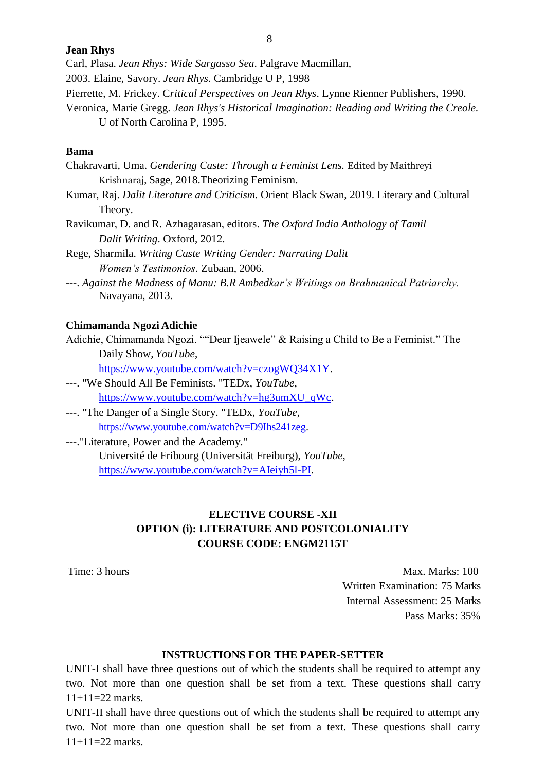**Jean Rhys**

Carl, Plasa. *Jean Rhys: Wide Sargasso Sea*. Palgrave Macmillan,

2003. Elaine, Savory. *Jean Rhys*. Cambridge U P, 1998

Pierrette, M. Frickey. C*ritical Perspectives on Jean Rhys*. Lynne Rienner Publishers, 1990.

Veronica, Marie Gregg. *Jean Rhys's Historical Imagination: Reading and Writing the Creole.* U of North Carolina P, 1995.

**Bama**

Chakravarti, Uma. *Gendering Caste: Through a Feminist Lens.* Edited by Maithreyi Krishnaraj, Sage, 2018.Theorizing Feminism.

Kumar, Raj. *Dalit Literature and Criticism.* Orient Black Swan, 2019. Literary and Cultural Theory.

Ravikumar, D. and R. Azhagarasan, editors. *The Oxford India Anthology of Tamil Dalit Writing*. Oxford, 2012.

Rege, Sharmila. *Writing Caste Writing Gender: Narrating Dalit Women's Testimonios*. Zubaan, 2006.

---. *Against the Madness of Manu: B.R Ambedkar's Writings on Brahmanical Patriarchy.* Navayana, 2013.

**Chimamanda Ngozi Adichie**

Adichie, Chimamanda Ngozi. ""Dear Ijeawele" & Raising a Child to Be a Feminist." The Daily Show, *YouTube*, https://www.youtube.com/watch?v=czogWQ34X1Y.

---. "We Should All Be Feminists. "TEDx, *YouTube*, https://www.youtube.com/watch?v=hg3umXU_qWc.

---. "The Danger of a Single Story. "TEDx, *YouTube*, https://www.youtube.com/watch?v=D9Ihs241zeg.

---."Literature, Power and the Academy." Université de Fribourg (Universität Freiburg), *YouTube*, https://www.youtube.com/watch?v=AIeiyh5l-PI.

## ELECTIVE COURSE -XII
## OPTION (i): LITERATURE AND POSTCOLONIALITY
## COURSE CODE: ENGM2115T

Time: 3 hours

Max. Marks: 100
Written Examination: 75 Marks
Internal Assessment: 25 Marks
Pass Marks: 35%

**INSTRUCTIONS FOR THE PAPER-SETTER**

UNIT-I shall have three questions out of which the students shall be required to attempt any two. Not more than one question shall be set from a text. These questions shall carry 11+11=22 marks.

UNIT-II shall have three questions out of which the students shall be required to attempt any two. Not more than one question shall be set from a text. These questions shall carry 11+11=22 marks.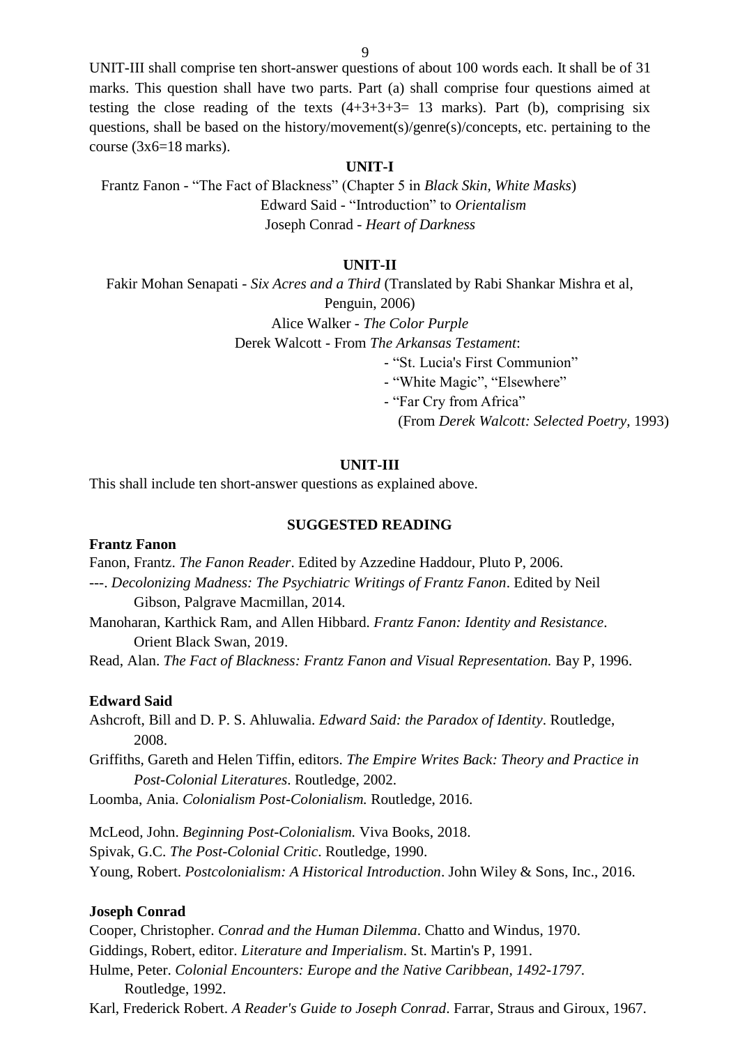UNIT-III shall comprise ten short-answer questions of about 100 words each. It shall be of 31 marks. This question shall have two parts. Part (a) shall comprise four questions aimed at testing the close reading of the texts (4+3+3+3= 13 marks). Part (b), comprising six questions, shall be based on the history/movement(s)/genre(s)/concepts, etc. pertaining to the course (3x6=18 marks).

## UNIT-I

Frantz Fanon - "The Fact of Blackness" (Chapter 5 in *Black Skin, White Masks*)

Edward Said - "Introduction" to *Orientalism*

Joseph Conrad - *Heart of Darkness*

## UNIT-II

Fakir Mohan Senapati - *Six Acres and a Third* (Translated by Rabi Shankar Mishra et al, Penguin, 2006)

Alice Walker - *The Color Purple*

Derek Walcott - From *The Arkansas Testament*:

- "St. Lucia's First Communion"
- "White Magic", "Elsewhere"
- "Far Cry from Africa"

(From *Derek Walcott: Selected Poetry,* 1993)

## UNIT-III

This shall include ten short-answer questions as explained above.

## SUGGESTED READING

**Frantz Fanon**

Fanon, Frantz. *The Fanon Reader*. Edited by Azzedine Haddour, Pluto P, 2006.

---. *Decolonizing Madness: The Psychiatric Writings of Frantz Fanon*. Edited by Neil Gibson, Palgrave Macmillan, 2014.

Manoharan, Karthick Ram, and Allen Hibbard. *Frantz Fanon: Identity and Resistance*. Orient Black Swan, 2019.

Read, Alan. *The Fact of Blackness: Frantz Fanon and Visual Representation.* Bay P, 1996.

**Edward Said**

Ashcroft, Bill and D. P. S. Ahluwalia. *Edward Said: the Paradox of Identity*. Routledge, 2008.

Griffiths, Gareth and Helen Tiffin, editors. *The Empire Writes Back: Theory and Practice in Post-Colonial Literatures*. Routledge, 2002.

Loomba, Ania. *Colonialism Post-Colonialism.* Routledge, 2016.

McLeod, John. *Beginning Post-Colonialism.* Viva Books, 2018.

Spivak, G.C. *The Post-Colonial Critic*. Routledge, 1990.

Young, Robert. *Postcolonialism: A Historical Introduction*. John Wiley & Sons, Inc., 2016.

**Joseph Conrad**

Cooper, Christopher. *Conrad and the Human Dilemma*. Chatto and Windus, 1970.

Giddings, Robert, editor. *Literature and Imperialism*. St. Martin's P, 1991.

Hulme, Peter. *Colonial Encounters: Europe and the Native Caribbean, 1492-1797*. Routledge, 1992.

Karl, Frederick Robert. *A Reader's Guide to Joseph Conrad*. Farrar, Straus and Giroux, 1967.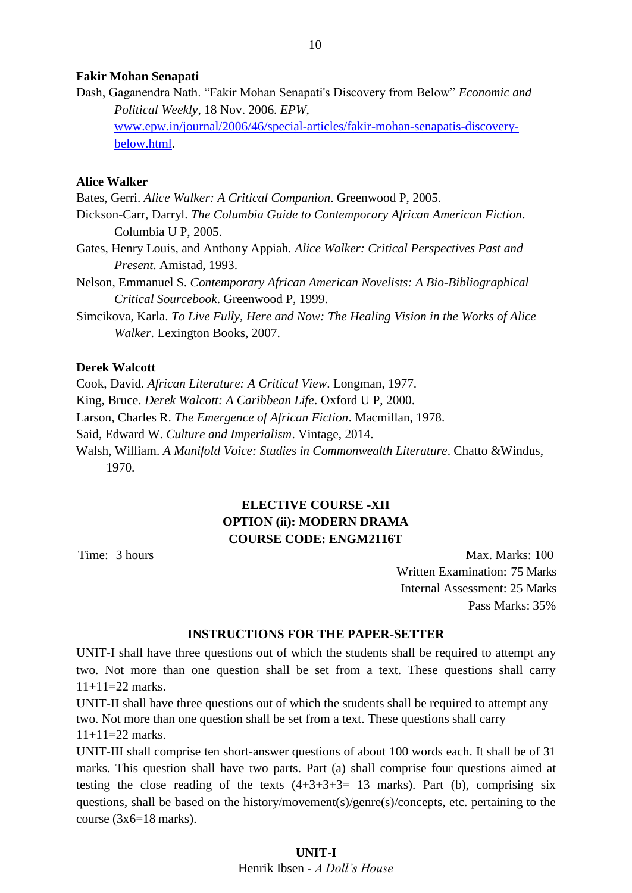**Fakir Mohan Senapati**

Dash, Gaganendra Nath. "Fakir Mohan Senapati's Discovery from Below" *Economic and Political Weekly*, 18 Nov. 2006. *EPW*, [www.epw.in/journal/2006/46/special-articles/fakir-mohan-senapatis-discovery-below.html](www.epw.in/journal/2006/46/special-articles/fakir-mohan-senapatis-discovery-below.html).

**Alice Walker**

Bates, Gerri. *Alice Walker: A Critical Companion*. Greenwood P, 2005.

Dickson-Carr, Darryl. *The Columbia Guide to Contemporary African American Fiction*. Columbia U P, 2005.

Gates, Henry Louis, and Anthony Appiah. *Alice Walker: Critical Perspectives Past and Present*. Amistad, 1993.

Nelson, Emmanuel S. *Contemporary African American Novelists: A Bio-Bibliographical Critical Sourcebook*. Greenwood P, 1999.

Simcikova, Karla. *To Live Fully, Here and Now: The Healing Vision in the Works of Alice Walker*. Lexington Books, 2007.

**Derek Walcott**

Cook, David. *African Literature: A Critical View*. Longman, 1977.

King, Bruce. *Derek Walcott: A Caribbean Life*. Oxford U P, 2000.

Larson, Charles R. *The Emergence of African Fiction*. Macmillan, 1978.

Said, Edward W. *Culture and Imperialism*. Vintage, 2014.

Walsh, William. *A Manifold Voice: Studies in Commonwealth Literature*. Chatto &Windus, 1970.

## ELECTIVE COURSE -XII
## OPTION (ii): MODERN DRAMA
## COURSE CODE: ENGM2116T

Time: 3 hours

Max. Marks: 100
Written Examination: 75 Marks
Internal Assessment: 25 Marks
Pass Marks: 35%

### INSTRUCTIONS FOR THE PAPER-SETTER

UNIT-I shall have three questions out of which the students shall be required to attempt any two. Not more than one question shall be set from a text. These questions shall carry 11+11=22 marks.

UNIT-II shall have three questions out of which the students shall be required to attempt any two. Not more than one question shall be set from a text. These questions shall carry 11+11=22 marks.

UNIT-III shall comprise ten short-answer questions of about 100 words each. It shall be of 31 marks. This question shall have two parts. Part (a) shall comprise four questions aimed at testing the close reading of the texts (4+3+3+3= 13 marks). Part (b), comprising six questions, shall be based on the history/movement(s)/genre(s)/concepts, etc. pertaining to the course (3x6=18 marks).

### UNIT-I

Henrik Ibsen - *A Doll's House*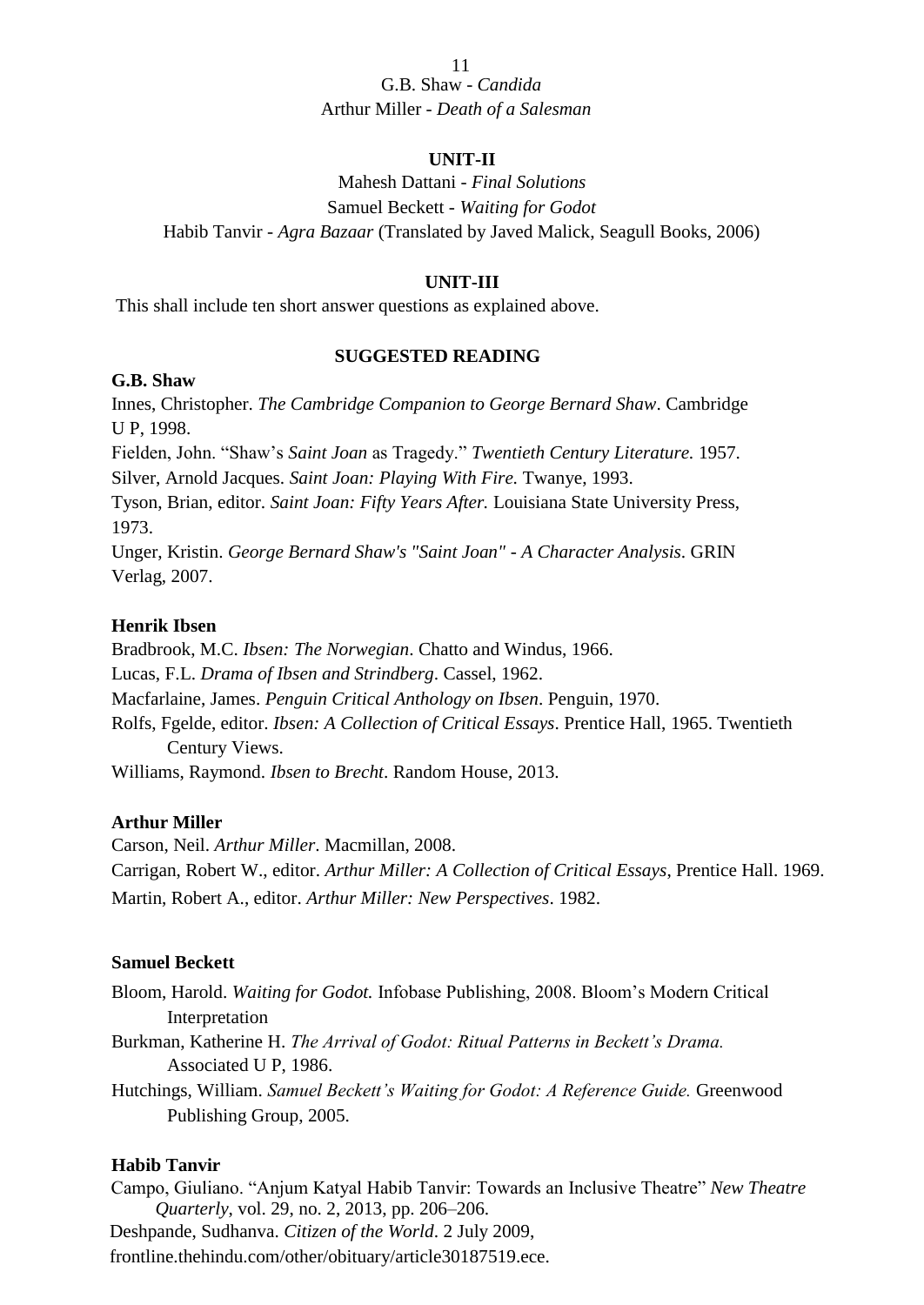G.B. Shaw - *Candida*

Arthur Miller - *Death of a Salesman*

**UNIT-II**

Mahesh Dattani - *Final Solutions*

Samuel Beckett - *Waiting for Godot*

Habib Tanvir - *Agra Bazaar* (Translated by Javed Malick, Seagull Books, 2006)

**UNIT-III**

This shall include ten short answer questions as explained above.

**SUGGESTED READING**

**G.B. Shaw**

Innes, Christopher. *The Cambridge Companion to George Bernard Shaw*. Cambridge U P, 1998.

Fielden, John. "Shaw's *Saint Joan* as Tragedy." *Twentieth Century Literature.* 1957.

Silver, Arnold Jacques. *Saint Joan: Playing With Fire.* Twanye, 1993.

Tyson, Brian, editor. *Saint Joan: Fifty Years After.* Louisiana State University Press, 1973.

Unger, Kristin. *George Bernard Shaw's "Saint Joan" - A Character Analysis*. GRIN Verlag, 2007.

**Henrik Ibsen**

Bradbrook, M.C. *Ibsen: The Norwegian*. Chatto and Windus, 1966.

Lucas, F.L. *Drama of Ibsen and Strindberg*. Cassel, 1962.

Macfarlaine, James. *Penguin Critical Anthology on Ibsen*. Penguin, 1970.

Rolfs, Fgelde, editor. *Ibsen: A Collection of Critical Essays*. Prentice Hall, 1965. Twentieth Century Views.

Williams, Raymond. *Ibsen to Brecht*. Random House, 2013.

**Arthur Miller**

Carson, Neil. *Arthur Miller*. Macmillan, 2008.

Carrigan, Robert W., editor. *Arthur Miller: A Collection of Critical Essays*, Prentice Hall. 1969.

Martin, Robert A., editor. *Arthur Miller: New Perspectives*. 1982.

**Samuel Beckett**

Bloom, Harold. *Waiting for Godot.* Infobase Publishing, 2008. Bloom's Modern Critical Interpretation

Burkman, Katherine H. *The Arrival of Godot: Ritual Patterns in Beckett's Drama.* Associated U P, 1986.

Hutchings, William. *Samuel Beckett's Waiting for Godot: A Reference Guide.* Greenwood Publishing Group, 2005.

**Habib Tanvir**

Campo, Giuliano. "Anjum Katyal Habib Tanvir: Towards an Inclusive Theatre" *New Theatre Quarterly*, vol. 29, no. 2, 2013, pp. 206–206.

Deshpande, Sudhanva. *Citizen of the World*. 2 July 2009, frontline.thehindu.com/other/obituary/article30187519.ece.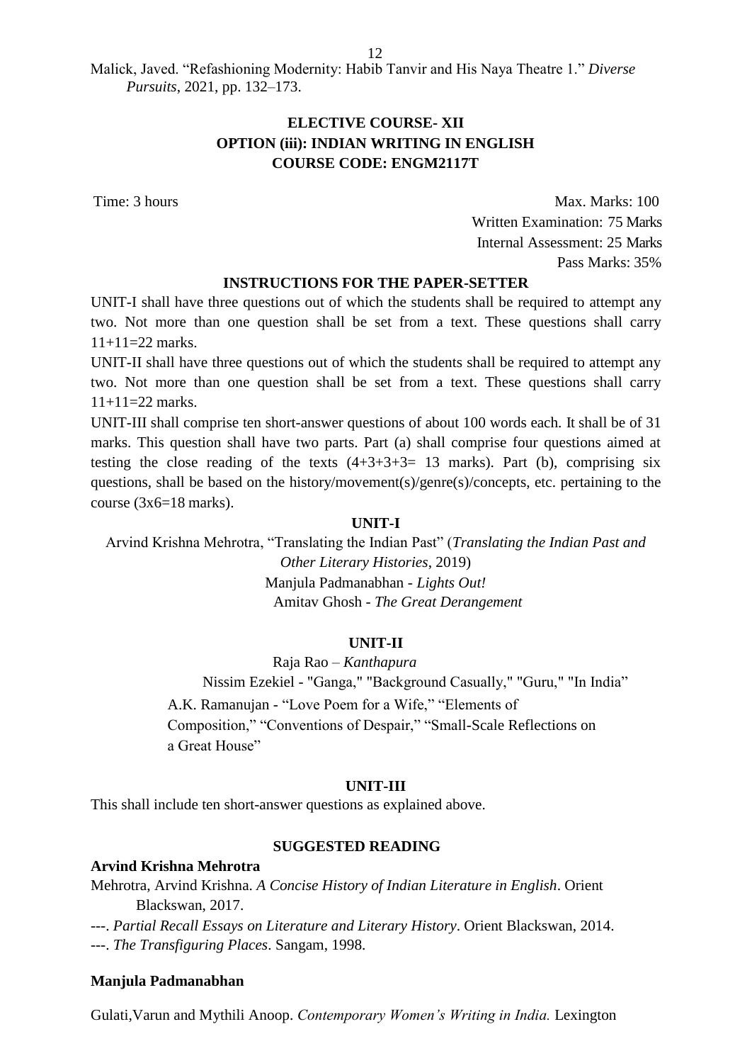Malick, Javed. "Refashioning Modernity: Habib Tanvir and His Naya Theatre 1." *Diverse Pursuits*, 2021, pp. 132–173.

## ELECTIVE COURSE- XII
## OPTION (iii): INDIAN WRITING IN ENGLISH
## COURSE CODE: ENGM2117T

Time: 3 hours

Max. Marks: 100
Written Examination: 75 Marks
Internal Assessment: 25 Marks
Pass Marks: 35%

### INSTRUCTIONS FOR THE PAPER-SETTER

UNIT-I shall have three questions out of which the students shall be required to attempt any two. Not more than one question shall be set from a text. These questions shall carry 11+11=22 marks.

UNIT-II shall have three questions out of which the students shall be required to attempt any two. Not more than one question shall be set from a text. These questions shall carry 11+11=22 marks.

UNIT-III shall comprise ten short-answer questions of about 100 words each. It shall be of 31 marks. This question shall have two parts. Part (a) shall comprise four questions aimed at testing the close reading of the texts (4+3+3+3= 13 marks). Part (b), comprising six questions, shall be based on the history/movement(s)/genre(s)/concepts, etc. pertaining to the course (3x6=18 marks).

### UNIT-I

Arvind Krishna Mehrotra, "Translating the Indian Past" (*Translating the Indian Past and Other Literary Histories*, 2019)

Manjula Padmanabhan - *Lights Out!*

Amitav Ghosh - *The Great Derangement*

### UNIT-II

Raja Rao – *Kanthapura*

Nissim Ezekiel - "Ganga," "Background Casually," "Guru," "In India"

A.K. Ramanujan - "Love Poem for a Wife," "Elements of Composition," "Conventions of Despair," "Small-Scale Reflections on a Great House"

### UNIT-III

This shall include ten short-answer questions as explained above.

### SUGGESTED READING

**Arvind Krishna Mehrotra**

Mehrotra, Arvind Krishna. *A Concise History of Indian Literature in English*. Orient Blackswan, 2017.

---. *Partial Recall Essays on Literature and Literary History*. Orient Blackswan, 2014.

---. *The Transfiguring Places*. Sangam, 1998.

**Manjula Padmanabhan**

Gulati,Varun and Mythili Anoop. *Contemporary Women's Writing in India.* Lexington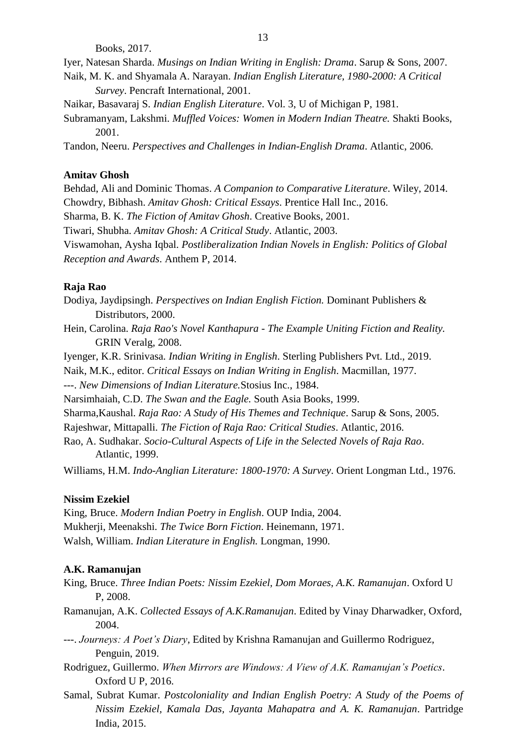Books, 2017.

Iyer, Natesan Sharda. *Musings on Indian Writing in English: Drama*. Sarup & Sons, 2007.

Naik, M. K. and Shyamala A. Narayan. *Indian English Literature, 1980-2000: A Critical Survey*. Pencraft International, 2001.

Naikar, Basavaraj S. *Indian English Literature*. Vol. 3, U of Michigan P, 1981.

Subramanyam, Lakshmi. *Muffled Voices: Women in Modern Indian Theatre.* Shakti Books, 2001.

Tandon, Neeru. *Perspectives and Challenges in Indian-English Drama*. Atlantic, 2006.

**Amitav Ghosh**

Behdad, Ali and Dominic Thomas. *A Companion to Comparative Literature*. Wiley, 2014.

Chowdry, Bibhash. *Amitav Ghosh: Critical Essays*. Prentice Hall Inc., 2016.

Sharma, B. K. *The Fiction of Amitav Ghosh*. Creative Books, 2001.

Tiwari, Shubha. *Amitav Ghosh: A Critical Study*. Atlantic, 2003.

Viswamohan, Aysha Iqbal. *Postliberalization Indian Novels in English: Politics of Global Reception and Awards*. Anthem P, 2014.

**Raja Rao**

Dodiya, Jaydipsingh. *Perspectives on Indian English Fiction.* Dominant Publishers & Distributors, 2000.

Hein, Carolina. *Raja Rao's Novel Kanthapura - The Example Uniting Fiction and Reality.* GRIN Veralg, 2008.

Iyenger, K.R. Srinivasa. *Indian Writing in English*. Sterling Publishers Pvt. Ltd., 2019.

Naik, M.K., editor. *Critical Essays on Indian Writing in English*. Macmillan, 1977.

---. *New Dimensions of Indian Literature.*Stosius Inc., 1984.

Narsimhaiah, C.D. *The Swan and the Eagle.* South Asia Books, 1999.

Sharma,Kaushal. *Raja Rao: A Study of His Themes and Technique*. Sarup & Sons, 2005.

Rajeshwar, Mittapalli. *The Fiction of Raja Rao: Critical Studies*. Atlantic, 2016.

Rao, A. Sudhakar. *Socio-Cultural Aspects of Life in the Selected Novels of Raja Rao*. Atlantic, 1999.

Williams, H.M. *Indo-Anglian Literature: 1800-1970: A Survey*. Orient Longman Ltd., 1976.

**Nissim Ezekiel**

King, Bruce. *Modern Indian Poetry in English*. OUP India, 2004.

Mukherji, Meenakshi. *The Twice Born Fiction*. Heinemann, 1971.

Walsh, William. *Indian Literature in English.* Longman, 1990.

**A.K. Ramanujan**

King, Bruce. *Three Indian Poets: Nissim Ezekiel, Dom Moraes, A.K. Ramanujan*. Oxford U P, 2008.

Ramanujan, A.K. *Collected Essays of A.K.Ramanujan*. Edited by Vinay Dharwadker, Oxford, 2004.

---. *Journeys: A Poet's Diary*, Edited by Krishna Ramanujan and Guillermo Rodriguez, Penguin, 2019.

Rodriguez, Guillermo. *When Mirrors are Windows: A View of A.K. Ramanujan's Poetics*. Oxford U P, 2016.

Samal, Subrat Kumar. *Postcoloniality and Indian English Poetry: A Study of the Poems of Nissim Ezekiel, Kamala Das, Jayanta Mahapatra and A. K. Ramanujan*. Partridge India, 2015.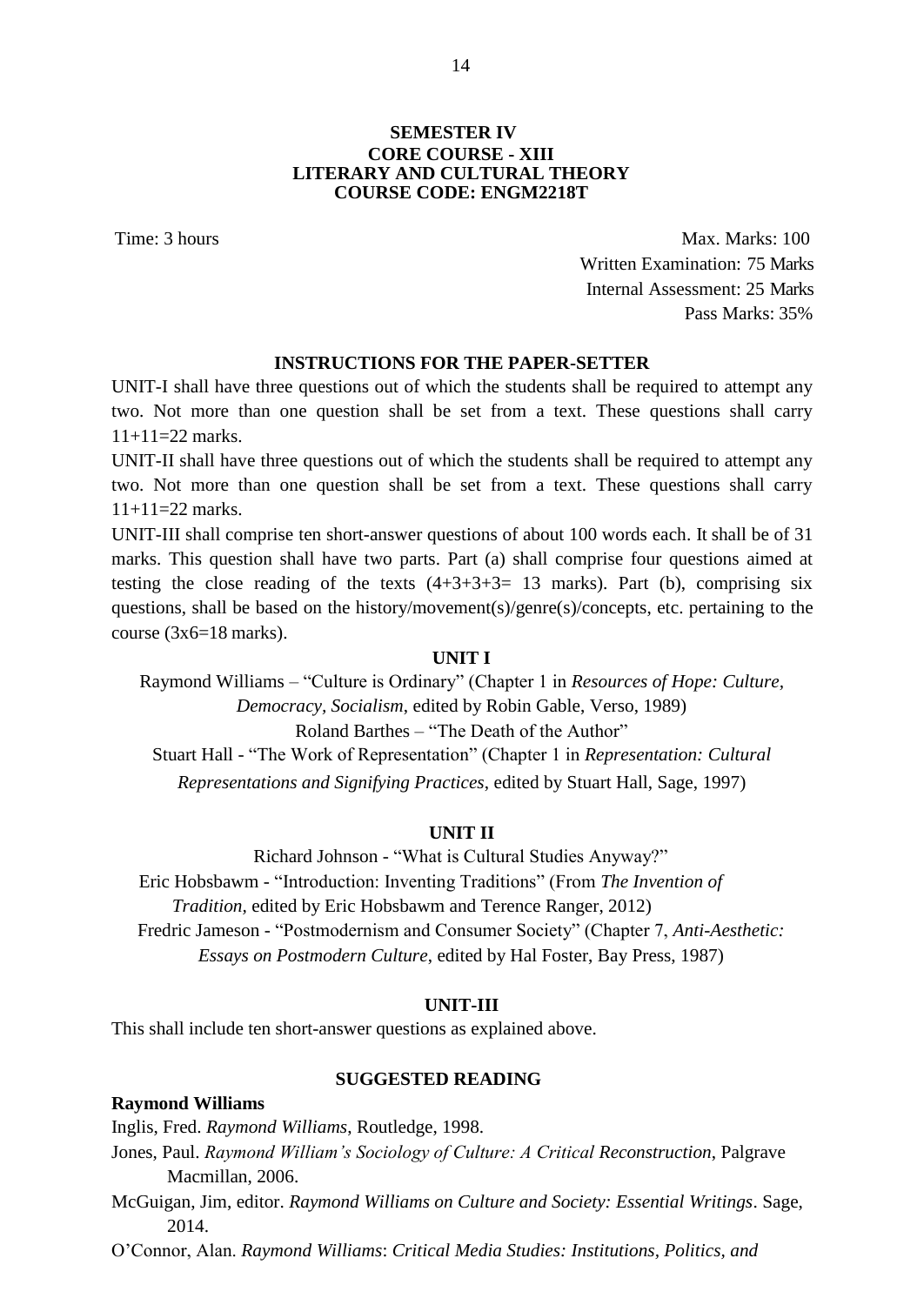## SEMESTER IV
## CORE COURSE - XIII
## LITERARY AND CULTURAL THEORY
## COURSE CODE: ENGM2218T

Time: 3 hours

Max. Marks: 100
Written Examination: 75 Marks
Internal Assessment: 25 Marks
Pass Marks: 35%

### INSTRUCTIONS FOR THE PAPER-SETTER

UNIT-I shall have three questions out of which the students shall be required to attempt any two. Not more than one question shall be set from a text. These questions shall carry 11+11=22 marks.

UNIT-II shall have three questions out of which the students shall be required to attempt any two. Not more than one question shall be set from a text. These questions shall carry 11+11=22 marks.

UNIT-III shall comprise ten short-answer questions of about 100 words each. It shall be of 31 marks. This question shall have two parts. Part (a) shall comprise four questions aimed at testing the close reading of the texts (4+3+3+3= 13 marks). Part (b), comprising six questions, shall be based on the history/movement(s)/genre(s)/concepts, etc. pertaining to the course (3x6=18 marks).

### UNIT I

Raymond Williams – "Culture is Ordinary" (Chapter 1 in *Resources of Hope: Culture, Democracy, Socialism*, edited by Robin Gable, Verso, 1989)

Roland Barthes – "The Death of the Author"

Stuart Hall - "The Work of Representation" (Chapter 1 in *Representation: Cultural Representations and Signifying Practices*, edited by Stuart Hall, Sage, 1997)

### UNIT II

Richard Johnson - "What is Cultural Studies Anyway?"

Eric Hobsbawm - "Introduction: Inventing Traditions" (From *The Invention of Tradition*, edited by Eric Hobsbawm and Terence Ranger, 2012)

Fredric Jameson - "Postmodernism and Consumer Society" (Chapter 7, *Anti-Aesthetic: Essays on Postmodern Culture*, edited by Hal Foster, Bay Press, 1987)

### UNIT-III

This shall include ten short-answer questions as explained above.

### SUGGESTED READING

**Raymond Williams**

Inglis, Fred. *Raymond Williams*, Routledge, 1998.

Jones, Paul. *Raymond William's Sociology of Culture: A Critical Reconstruction*, Palgrave Macmillan, 2006.

McGuigan, Jim, editor. *Raymond Williams on Culture and Society: Essential Writings*. Sage, 2014.

O'Connor, Alan. *Raymond Williams*: *Critical Media Studies: Institutions, Politics, and*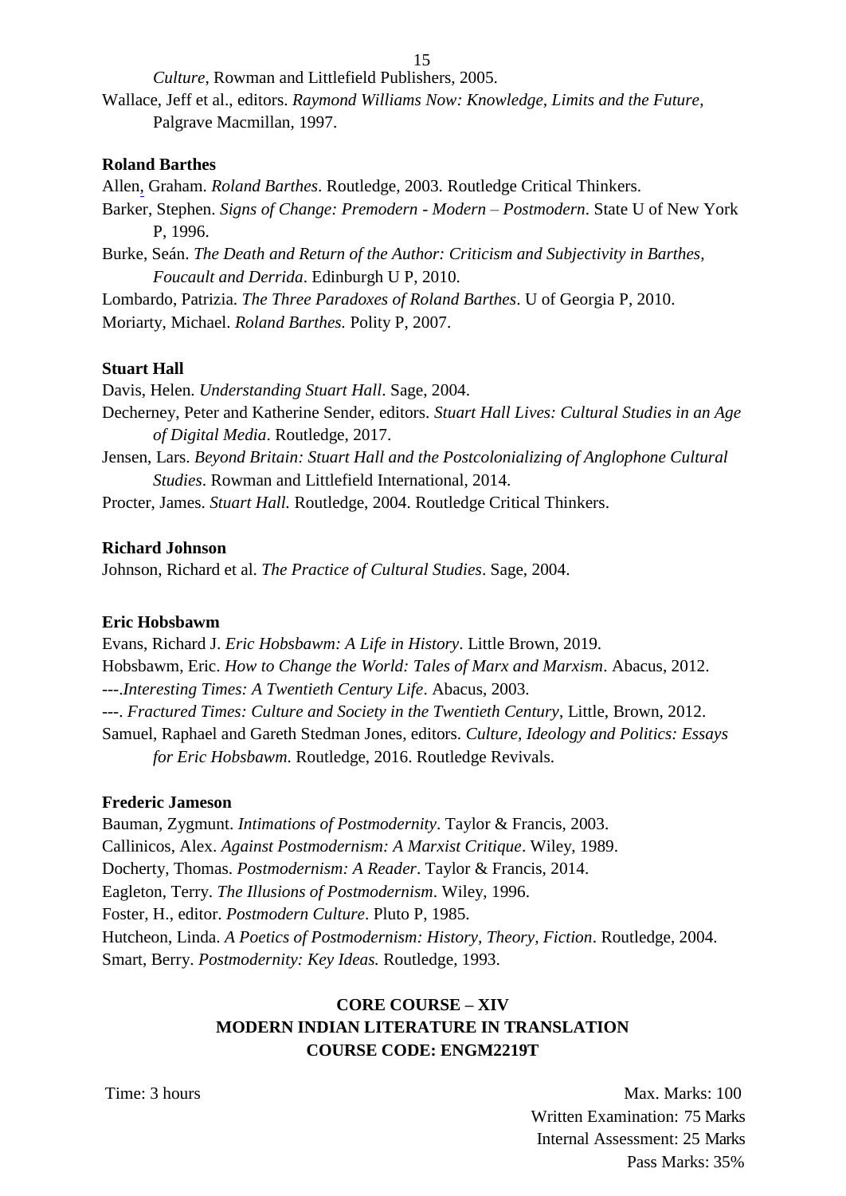*Culture*, Rowman and Littlefield Publishers, 2005.

Wallace, Jeff et al., editors. *Raymond Williams Now: Knowledge, Limits and the Future*, Palgrave Macmillan, 1997.

**Roland Barthes**

Allen, Graham. *Roland Barthes*. Routledge, 2003. Routledge Critical Thinkers.

Barker, Stephen. *Signs of Change: Premodern - Modern – Postmodern*. State U of New York P, 1996.

Burke, Seán. *The Death and Return of the Author: Criticism and Subjectivity in Barthes, Foucault and Derrida*. Edinburgh U P, 2010.

Lombardo, Patrizia. *The Three Paradoxes of Roland Barthes*. U of Georgia P, 2010.

Moriarty, Michael. *Roland Barthes.* Polity P, 2007.

**Stuart Hall**

Davis, Helen. *Understanding Stuart Hall*. Sage, 2004.

Decherney, Peter and Katherine Sender, editors. *Stuart Hall Lives: Cultural Studies in an Age of Digital Media*. Routledge, 2017.

Jensen, Lars. *Beyond Britain: Stuart Hall and the Postcolonializing of Anglophone Cultural Studies*. Rowman and Littlefield International, 2014.

Procter, James. *Stuart Hall.* Routledge, 2004. Routledge Critical Thinkers.

**Richard Johnson**

Johnson, Richard et al. *The Practice of Cultural Studies*. Sage, 2004.

**Eric Hobsbawm**

Evans, Richard J. *Eric Hobsbawm: A Life in History*. Little Brown, 2019.

Hobsbawm, Eric. *How to Change the World: Tales of Marx and Marxism*. Abacus, 2012.

---.*Interesting Times: A Twentieth Century Life*. Abacus, 2003.

---. *Fractured Times: Culture and Society in the Twentieth Century*, Little, Brown, 2012.

Samuel, Raphael and Gareth Stedman Jones, editors. *Culture, Ideology and Politics: Essays for Eric Hobsbawm*. Routledge, 2016. Routledge Revivals.

**Frederic Jameson**

Bauman, Zygmunt. *Intimations of Postmodernity*. Taylor & Francis, 2003.

Callinicos, Alex. *Against Postmodernism: A Marxist Critique*. Wiley, 1989.

Docherty, Thomas. *Postmodernism: A Reader*. Taylor & Francis, 2014.

Eagleton, Terry. *The Illusions of Postmodernism*. Wiley, 1996.

Foster, H., editor. *Postmodern Culture*. Pluto P, 1985.

Hutcheon, Linda. *A Poetics of Postmodernism: History, Theory, Fiction*. Routledge, 2004.

Smart, Berry. *Postmodernity: Key Ideas.* Routledge, 1993.

## CORE COURSE – XIV
## MODERN INDIAN LITERATURE IN TRANSLATION
## COURSE CODE: ENGM2219T

Time: 3 hours

Max. Marks: 100
Written Examination: 75 Marks
Internal Assessment: 25 Marks
Pass Marks: 35%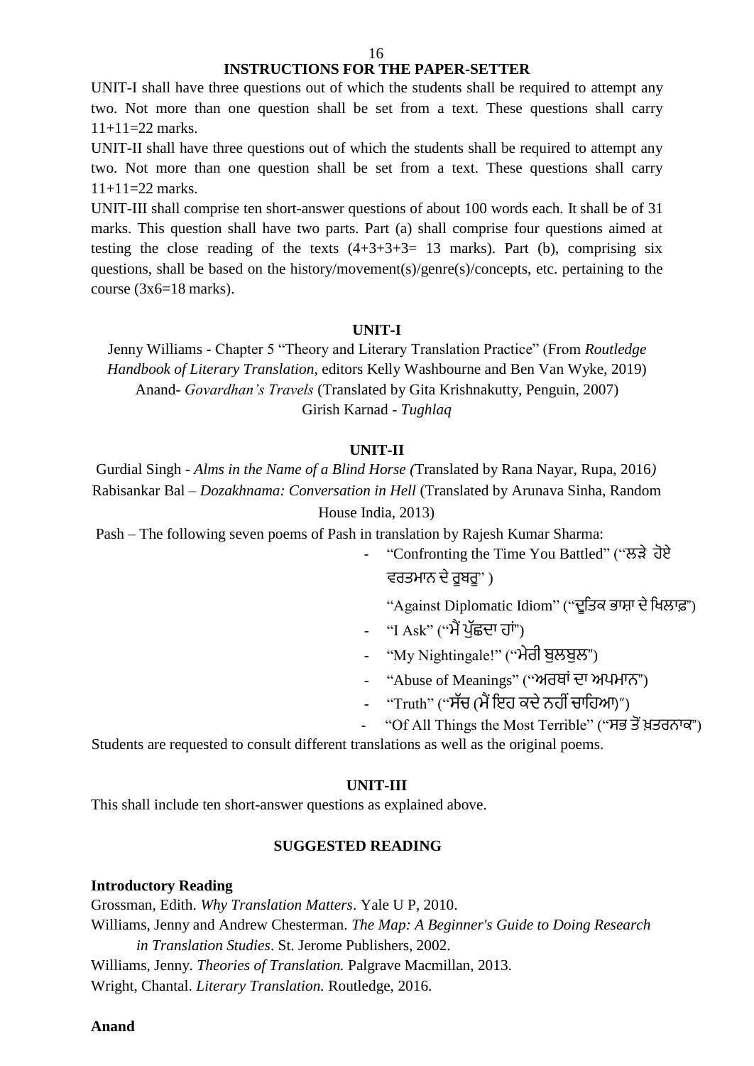## INSTRUCTIONS FOR THE PAPER-SETTER

UNIT-I shall have three questions out of which the students shall be required to attempt any two. Not more than one question shall be set from a text. These questions shall carry 11+11=22 marks.

UNIT-II shall have three questions out of which the students shall be required to attempt any two. Not more than one question shall be set from a text. These questions shall carry 11+11=22 marks.

UNIT-III shall comprise ten short-answer questions of about 100 words each. It shall be of 31 marks. This question shall have two parts. Part (a) shall comprise four questions aimed at testing the close reading of the texts (4+3+3+3= 13 marks). Part (b), comprising six questions, shall be based on the history/movement(s)/genre(s)/concepts, etc. pertaining to the course (3x6=18 marks).

### UNIT-I

Jenny Williams - Chapter 5 "Theory and Literary Translation Practice" (From *Routledge Handbook of Literary Translation*, editors Kelly Washbourne and Ben Van Wyke, 2019)
Anand- *Govardhan's Travels* (Translated by Gita Krishnakutty, Penguin, 2007)
Girish Karnad - *Tughlaq*

### UNIT-II

Gurdial Singh - *Alms in the Name of a Blind Horse (*Translated by Rana Nayar, Rupa, 2016*)*
Rabisankar Bal – *Dozakhnama: Conversation in Hell* (Translated by Arunava Sinha, Random House India, 2013)
Pash – The following seven poems of Pash in translation by Rajesh Kumar Sharma:

- "Confronting the Time You Battled" ("ਲੜੇ ਹੋਏ ਵਰਤਮਾਨ ਦੇ ਰੂਬਰੂ" )
  "Against Diplomatic Idiom" ("ਦੂਤਿਕ ਭਾਸ਼ਾ ਦੇ ਖਿਲਾਫ਼")
- "I Ask" ("ਮੈਂ ਪੁੱਛਦਾ ਹਾਂ")
- "My Nightingale!" ("ਮੇਰੀ ਬੁਲਬੁਲ")
- "Abuse of Meanings" ("ਅਰਥਾਂ ਦਾ ਅਪਮਾਨ")
- "Truth" ("ਸੱਚ (ਮੈਂ ਇਹ ਕਦੇ ਨਹੀਂ ਚਾਹਿਆ)")
- "Of All Things the Most Terrible" ("ਸਭ ਤੋਂ ਖ਼ਤਰਨਾਕ")

Students are requested to consult different translations as well as the original poems.

### UNIT-III

This shall include ten short-answer questions as explained above.

### SUGGESTED READING

**Introductory Reading**

Grossman, Edith. *Why Translation Matters*. Yale U P, 2010.
Williams, Jenny and Andrew Chesterman. *The Map: A Beginner's Guide to Doing Research in Translation Studies*. St. Jerome Publishers, 2002.
Williams, Jenny. *Theories of Translation.* Palgrave Macmillan, 2013.
Wright, Chantal. *Literary Translation.* Routledge, 2016.

**Anand**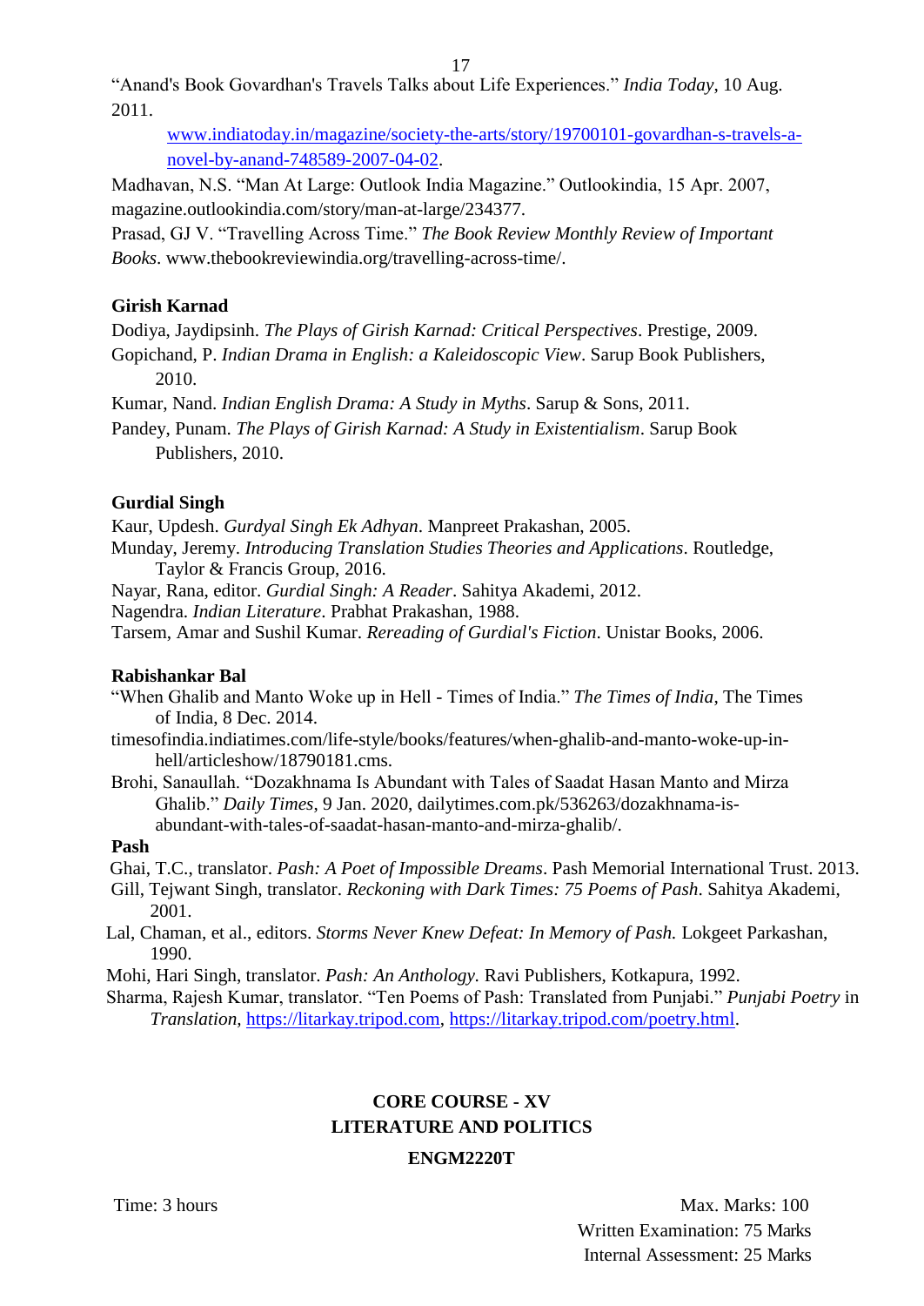"Anand's Book Govardhan's Travels Talks about Life Experiences." *India Today*, 10 Aug. 2011.

[www.indiatoday.in/magazine/society-the-arts/story/19700101-govardhan-s-travels-a-novel-by-anand-748589-2007-04-02](www.indiatoday.in/magazine/society-the-arts/story/19700101-govardhan-s-travels-a-novel-by-anand-748589-2007-04-02).

Madhavan, N.S. "Man At Large: Outlook India Magazine." Outlookindia, 15 Apr. 2007, magazine.outlookindia.com/story/man-at-large/234377.

Prasad, GJ V. "Travelling Across Time." *The Book Review Monthly Review of Important Books*. www.thebookreviewindia.org/travelling-across-time/.

**Girish Karnad**

Dodiya, Jaydipsinh. *The Plays of Girish Karnad: Critical Perspectives*. Prestige, 2009.

Gopichand, P. *Indian Drama in English: a Kaleidoscopic View*. Sarup Book Publishers, 2010.

Kumar, Nand. *Indian English Drama: A Study in Myths*. Sarup & Sons, 2011.

Pandey, Punam. *The Plays of Girish Karnad: A Study in Existentialism*. Sarup Book Publishers, 2010.

**Gurdial Singh**

Kaur, Updesh. *Gurdyal Singh Ek Adhyan*. Manpreet Prakashan, 2005.

Munday, Jeremy. *Introducing Translation Studies Theories and Applications*. Routledge, Taylor & Francis Group, 2016.

Nayar, Rana, editor. *Gurdial Singh: A Reader*. Sahitya Akademi, 2012.

Nagendra. *Indian Literature*. Prabhat Prakashan, 1988.

Tarsem, Amar and Sushil Kumar. *Rereading of Gurdial's Fiction*. Unistar Books, 2006.

**Rabishankar Bal**

"When Ghalib and Manto Woke up in Hell - Times of India." *The Times of India*, The Times of India, 8 Dec. 2014.

timesofindia.indiatimes.com/life-style/books/features/when-ghalib-and-manto-woke-up-in-hell/articleshow/18790181.cms.

Brohi, Sanaullah. "Dozakhnama Is Abundant with Tales of Saadat Hasan Manto and Mirza Ghalib." *Daily Times*, 9 Jan. 2020, dailytimes.com.pk/536263/dozakhnama-is-abundant-with-tales-of-saadat-hasan-manto-and-mirza-ghalib/.

**Pash**

Ghai, T.C., translator. *Pash: A Poet of Impossible Dreams*. Pash Memorial International Trust. 2013.

Gill, Tejwant Singh, translator. *Reckoning with Dark Times: 75 Poems of Pash*. Sahitya Akademi, 2001.

Lal, Chaman, et al., editors. *Storms Never Knew Defeat: In Memory of Pash.* Lokgeet Parkashan, 1990.

Mohi, Hari Singh, translator. *Pash: An Anthology.* Ravi Publishers, Kotkapura, 1992.

Sharma, Rajesh Kumar, translator. "Ten Poems of Pash: Translated from Punjabi." *Punjabi Poetry* in *Translation*, [https://litarkay.tripod.com](https://litarkay.tripod.com), [https://litarkay.tripod.com/poetry.html](https://litarkay.tripod.com/poetry.html).

## CORE COURSE - XV
## LITERATURE AND POLITICS
## ENGM2220T

Time: 3 hours

Max. Marks: 100
Written Examination: 75 Marks
Internal Assessment: 25 Marks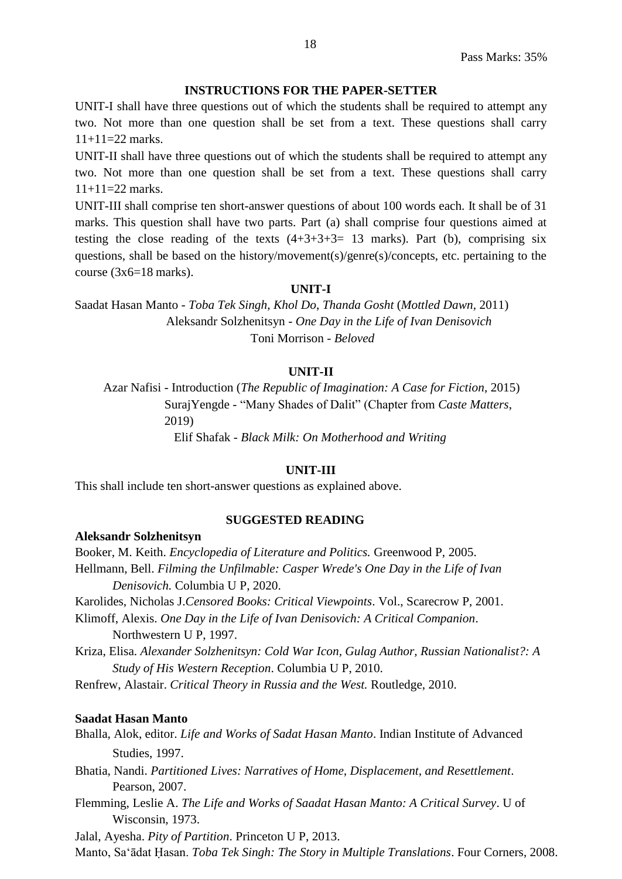Pass Marks: 35%

## INSTRUCTIONS FOR THE PAPER-SETTER

UNIT-I shall have three questions out of which the students shall be required to attempt any two. Not more than one question shall be set from a text. These questions shall carry 11+11=22 marks.

UNIT-II shall have three questions out of which the students shall be required to attempt any two. Not more than one question shall be set from a text. These questions shall carry 11+11=22 marks.

UNIT-III shall comprise ten short-answer questions of about 100 words each. It shall be of 31 marks. This question shall have two parts. Part (a) shall comprise four questions aimed at testing the close reading of the texts (4+3+3+3= 13 marks). Part (b), comprising six questions, shall be based on the history/movement(s)/genre(s)/concepts, etc. pertaining to the course (3x6=18 marks).

### UNIT-I

Saadat Hasan Manto - *Toba Tek Singh*, *Khol Do*, *Thanda Gosht* (*Mottled Dawn*, 2011)

Aleksandr Solzhenitsyn - *One Day in the Life of Ivan Denisovich*

Toni Morrison - *Beloved*

### UNIT-II

Azar Nafisi - Introduction (*The Republic of Imagination: A Case for Fiction*, 2015)

SurajYengde - "Many Shades of Dalit" (Chapter from *Caste Matters*, 2019)

Elif Shafak - *Black Milk: On Motherhood and Writing*

### UNIT-III

This shall include ten short-answer questions as explained above.

## SUGGESTED READING

**Aleksandr Solzhenitsyn**

Booker, M. Keith. *Encyclopedia of Literature and Politics.* Greenwood P, 2005.

Hellmann, Bell. *Filming the Unfilmable: Casper Wrede's One Day in the Life of Ivan Denisovich.* Columbia U P, 2020.

Karolides, Nicholas J.*Censored Books: Critical Viewpoints*. Vol., Scarecrow P, 2001.

Klimoff, Alexis. *One Day in the Life of Ivan Denisovich: A Critical Companion*. Northwestern U P, 1997.

Kriza, Elisa. *Alexander Solzhenitsyn: Cold War Icon, Gulag Author, Russian Nationalist?: A Study of His Western Reception*. Columbia U P, 2010.

Renfrew, Alastair. *Critical Theory in Russia and the West.* Routledge, 2010.

**Saadat Hasan Manto**

Bhalla, Alok, editor. *Life and Works of Sadat Hasan Manto*. Indian Institute of Advanced Studies, 1997.

Bhatia, Nandi. *Partitioned Lives: Narratives of Home, Displacement, and Resettlement*. Pearson, 2007.

Flemming, Leslie A. *The Life and Works of Saadat Hasan Manto: A Critical Survey*. U of Wisconsin, 1973.

Jalal, Ayesha. *Pity of Partition*. Princeton U P, 2013.

Manto, Saʻādat Ḥasan. *Toba Tek Singh: The Story in Multiple Translations*. Four Corners, 2008.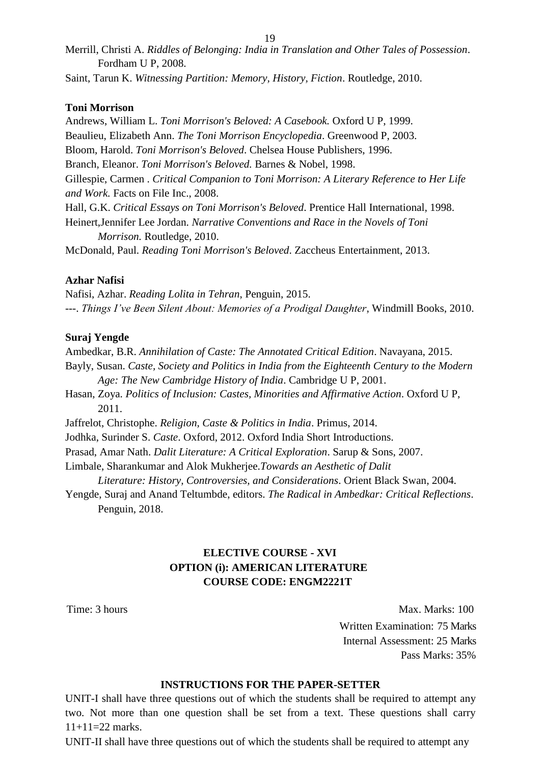Merrill, Christi A. *Riddles of Belonging: India in Translation and Other Tales of Possession*. Fordham U P, 2008.

Saint, Tarun K. *Witnessing Partition: Memory, History, Fiction*. Routledge, 2010.

**Toni Morrison**

Andrews, William L. *Toni Morrison's Beloved: A Casebook.* Oxford U P, 1999.

Beaulieu, Elizabeth Ann. *The Toni Morrison Encyclopedia*. Greenwood P, 2003.

Bloom, Harold. *Toni Morrison's Beloved*. Chelsea House Publishers, 1996.

Branch, Eleanor. *Toni Morrison's Beloved.* Barnes & Nobel, 1998.

Gillespie, Carmen . *Critical Companion to Toni Morrison: A Literary Reference to Her Life and Work.* Facts on File Inc., 2008.

Hall, G.K. *Critical Essays on Toni Morrison's Beloved*. Prentice Hall International, 1998.

Heinert,Jennifer Lee Jordan. *Narrative Conventions and Race in the Novels of Toni Morrison.* Routledge, 2010.

McDonald, Paul. *Reading Toni Morrison's Beloved*. Zaccheus Entertainment, 2013.

**Azhar Nafisi**

Nafisi, Azhar. *Reading Lolita in Tehran*, Penguin, 2015.

---. *Things I've Been Silent About: Memories of a Prodigal Daughter*, Windmill Books, 2010.

**Suraj Yengde**

Ambedkar, B.R. *Annihilation of Caste: The Annotated Critical Edition*. Navayana, 2015.

Bayly, Susan. *Caste, Society and Politics in India from the Eighteenth Century to the Modern Age: The New Cambridge History of India*. Cambridge U P, 2001.

Hasan, Zoya. *Politics of Inclusion: Castes, Minorities and Affirmative Action*. Oxford U P, 2011.

Jaffrelot, Christophe. *Religion, Caste & Politics in India*. Primus, 2014.

Jodhka, Surinder S. *Caste*. Oxford, 2012. Oxford India Short Introductions.

Prasad, Amar Nath. *Dalit Literature: A Critical Exploration*. Sarup & Sons, 2007.

Limbale, Sharankumar and Alok Mukherjee.*Towards an Aesthetic of Dalit Literature: History, Controversies, and Considerations*. Orient Black Swan, 2004.

Yengde, Suraj and Anand Teltumbde, editors. *The Radical in Ambedkar: Critical Reflections*. Penguin, 2018.

## ELECTIVE COURSE - XVI
## OPTION (i): AMERICAN LITERATURE
## COURSE CODE: ENGM2221T

Time: 3 hours

Max. Marks: 100

Written Examination: 75 Marks

Internal Assessment: 25 Marks

Pass Marks: 35%

### INSTRUCTIONS FOR THE PAPER-SETTER

UNIT-I shall have three questions out of which the students shall be required to attempt any two. Not more than one question shall be set from a text. These questions shall carry 11+11=22 marks.

UNIT-II shall have three questions out of which the students shall be required to attempt any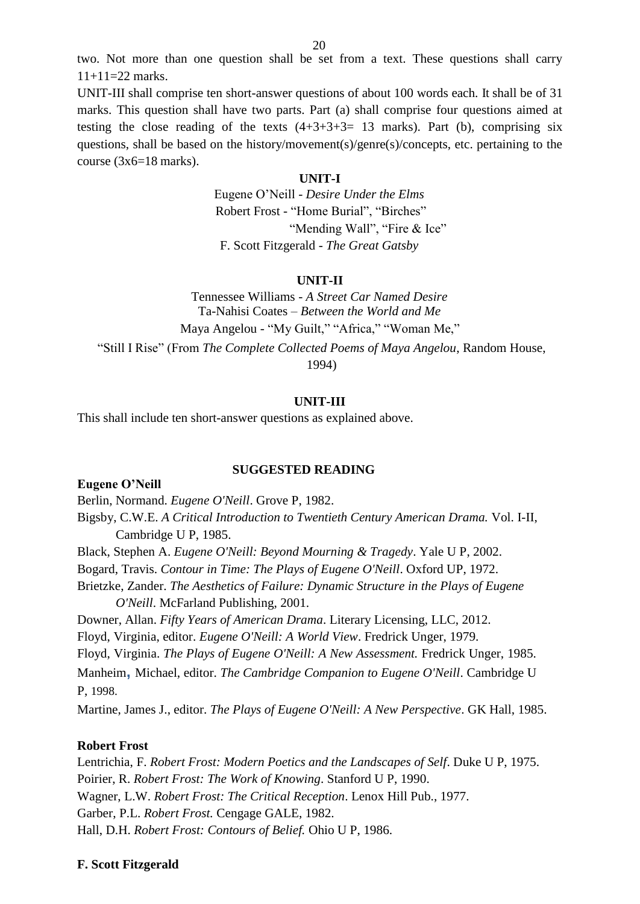two. Not more than one question shall be set from a text. These questions shall carry 11+11=22 marks.

UNIT-III shall comprise ten short-answer questions of about 100 words each. It shall be of 31 marks. This question shall have two parts. Part (a) shall comprise four questions aimed at testing the close reading of the texts (4+3+3+3= 13 marks). Part (b), comprising six questions, shall be based on the history/movement(s)/genre(s)/concepts, etc. pertaining to the course (3x6=18 marks).

**UNIT-I**

Eugene O'Neill - *Desire Under the Elms*

Robert Frost - "Home Burial", "Birches"

"Mending Wall", "Fire & Ice"

F. Scott Fitzgerald - *The Great Gatsby*

**UNIT-II**

Tennessee Williams - *A Street Car Named Desire*

Ta-Nahisi Coates – *Between the World and Me*

Maya Angelou - "My Guilt," "Africa," "Woman Me,"

"Still I Rise" (From *The Complete Collected Poems of Maya Angelou*, Random House, 1994)

**UNIT-III**

This shall include ten short-answer questions as explained above.

**SUGGESTED READING**

**Eugene O'Neill**

Berlin, Normand. *Eugene O'Neill*. Grove P, 1982.

Bigsby, C.W.E. *A Critical Introduction to Twentieth Century American Drama.* Vol. I-II, Cambridge U P, 1985.

Black, Stephen A. *Eugene O'Neill: Beyond Mourning & Tragedy*. Yale U P, 2002.

Bogard, Travis. *Contour in Time: The Plays of Eugene O'Neill*. Oxford UP, 1972.

Brietzke, Zander. *The Aesthetics of Failure: Dynamic Structure in the Plays of Eugene O'Neill*. McFarland Publishing, 2001.

Downer, Allan. *Fifty Years of American Drama*. Literary Licensing, LLC, 2012.

Floyd, Virginia, editor. *Eugene O'Neill: A World View*. Fredrick Unger, 1979.

Floyd, Virginia. *The Plays of Eugene O'Neill: A New Assessment.* Fredrick Unger, 1985.

Manheim, Michael, editor. *The Cambridge Companion to Eugene O'Neill*. Cambridge U P, 1998.

Martine, James J., editor. *The Plays of Eugene O'Neill: A New Perspective*. GK Hall, 1985.

**Robert Frost**

Lentrichia, F. *Robert Frost: Modern Poetics and the Landscapes of Self*. Duke U P, 1975.

Poirier, R. *Robert Frost: The Work of Knowing*. Stanford U P, 1990.

Wagner, L.W. *Robert Frost: The Critical Reception*. Lenox Hill Pub., 1977.

Garber, P.L. *Robert Frost.* Cengage GALE, 1982.

Hall, D.H. *Robert Frost: Contours of Belief.* Ohio U P, 1986.

**F. Scott Fitzgerald**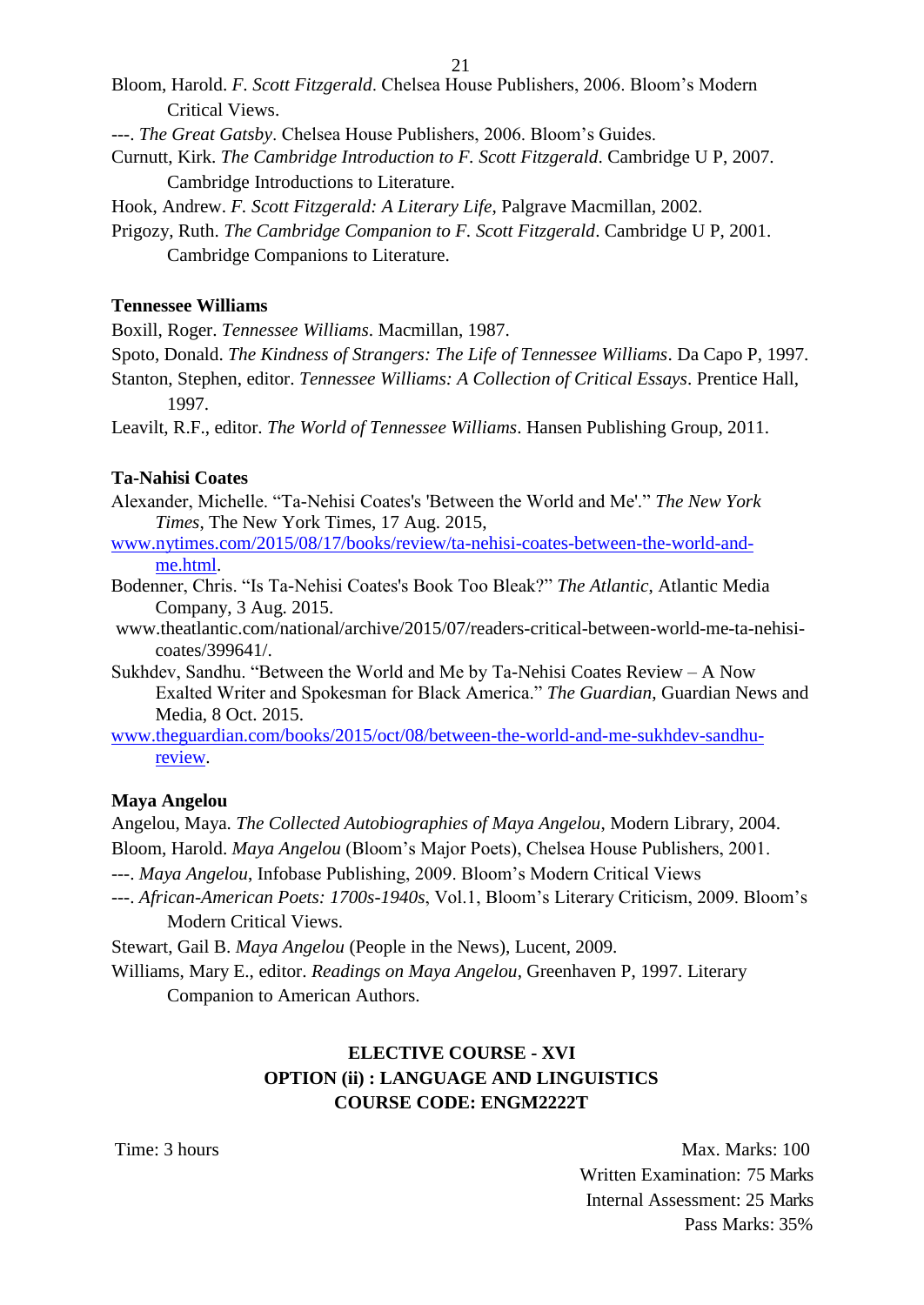Bloom, Harold. *F. Scott Fitzgerald*. Chelsea House Publishers, 2006. Bloom's Modern Critical Views.

---. *The Great Gatsby*. Chelsea House Publishers, 2006. Bloom's Guides.

Curnutt, Kirk. *The Cambridge Introduction to F. Scott Fitzgerald*. Cambridge U P, 2007. Cambridge Introductions to Literature.

Hook, Andrew. *F. Scott Fitzgerald: A Literary Life*, Palgrave Macmillan, 2002.

Prigozy, Ruth. *The Cambridge Companion to F. Scott Fitzgerald*. Cambridge U P, 2001. Cambridge Companions to Literature.

**Tennessee Williams**

Boxill, Roger. *Tennessee Williams*. Macmillan, 1987.

Spoto, Donald. *The Kindness of Strangers: The Life of Tennessee Williams*. Da Capo P, 1997.

Stanton, Stephen, editor. *Tennessee Williams: A Collection of Critical Essays*. Prentice Hall, 1997.

Leavilt, R.F., editor. *The World of Tennessee Williams*. Hansen Publishing Group, 2011.

**Ta-Nahisi Coates**

Alexander, Michelle. "Ta-Nehisi Coates's 'Between the World and Me'." *The New York Times*, The New York Times, 17 Aug. 2015, www.nytimes.com/2015/08/17/books/review/ta-nehisi-coates-between-the-world-and-me.html.

Bodenner, Chris. "Is Ta-Nehisi Coates's Book Too Bleak?" *The Atlantic,* Atlantic Media Company, 3 Aug. 2015. www.theatlantic.com/national/archive/2015/07/readers-critical-between-world-me-ta-nehisi-coates/399641/.

Sukhdev, Sandhu. "Between the World and Me by Ta-Nehisi Coates Review – A Now Exalted Writer and Spokesman for Black America." *The Guardian,* Guardian News and Media, 8 Oct. 2015. www.theguardian.com/books/2015/oct/08/between-the-world-and-me-sukhdev-sandhu-review.

**Maya Angelou**

Angelou, Maya. *The Collected Autobiographies of Maya Angelou*, Modern Library, 2004.

Bloom, Harold. *Maya Angelou* (Bloom's Major Poets), Chelsea House Publishers, 2001.

---. *Maya Angelou*, Infobase Publishing, 2009. Bloom's Modern Critical Views

---. *African-American Poets: 1700s-1940s*, Vol.1, Bloom's Literary Criticism, 2009. Bloom's Modern Critical Views.

Stewart, Gail B. *Maya Angelou* (People in the News), Lucent, 2009.

Williams, Mary E., editor. *Readings on Maya Angelou*, Greenhaven P, 1997. Literary Companion to American Authors.

## ELECTIVE COURSE - XVI
## OPTION (ii) : LANGUAGE AND LINGUISTICS
## COURSE CODE: ENGM2222T

Time: 3 hours

Max. Marks: 100
Written Examination: 75 Marks
Internal Assessment: 25 Marks
Pass Marks: 35%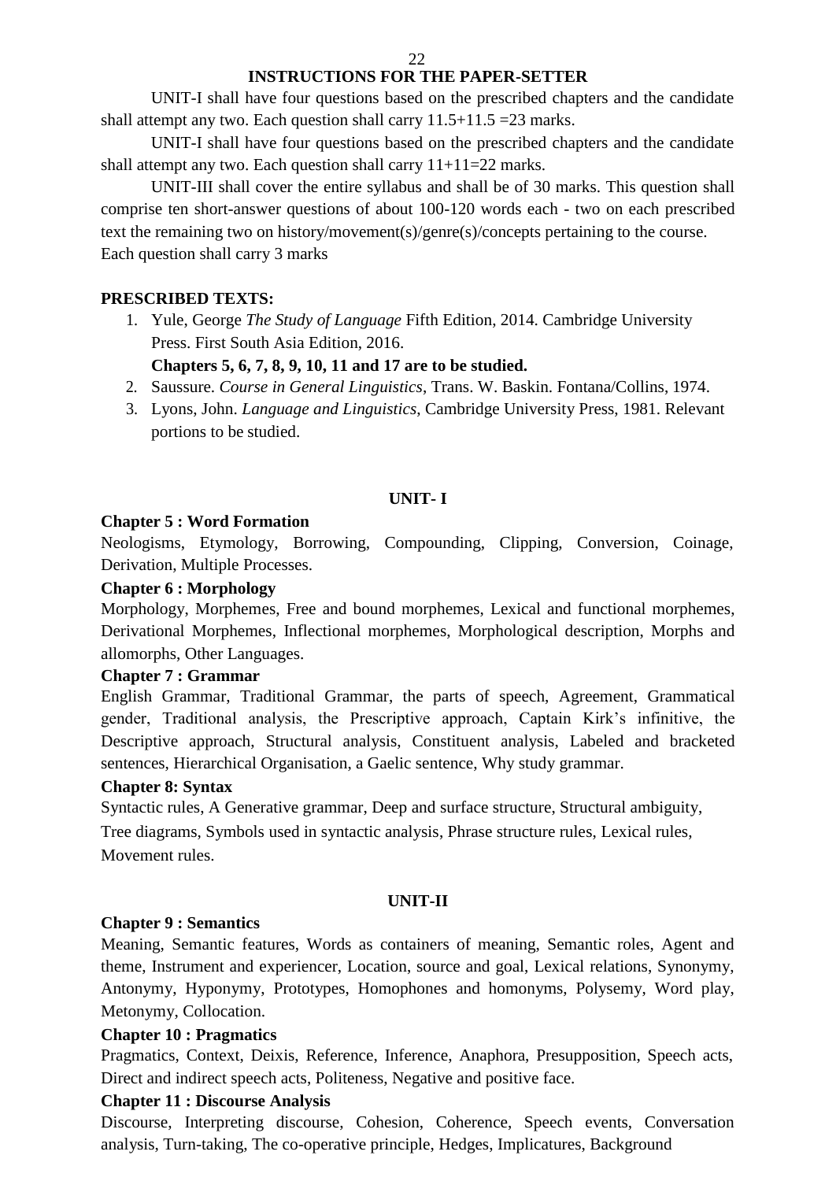## INSTRUCTIONS FOR THE PAPER-SETTER

UNIT-I shall have four questions based on the prescribed chapters and the candidate shall attempt any two. Each question shall carry 11.5+11.5 =23 marks.

UNIT-I shall have four questions based on the prescribed chapters and the candidate shall attempt any two. Each question shall carry 11+11=22 marks.

UNIT-III shall cover the entire syllabus and shall be of 30 marks. This question shall comprise ten short-answer questions of about 100-120 words each - two on each prescribed text the remaining two on history/movement(s)/genre(s)/concepts pertaining to the course. Each question shall carry 3 marks

**PRESCRIBED TEXTS:**

1. Yule, George *The Study of Language* Fifth Edition, 2014. Cambridge University Press. First South Asia Edition, 2016.
   **Chapters 5, 6, 7, 8, 9, 10, 11 and 17 are to be studied.**
2. Saussure. *Course in General Linguistics*, Trans. W. Baskin. Fontana/Collins, 1974.
3. Lyons, John. *Language and Linguistics*, Cambridge University Press, 1981. Relevant portions to be studied.

### UNIT- I

**Chapter 5 : Word Formation**

Neologisms, Etymology, Borrowing, Compounding, Clipping, Conversion, Coinage, Derivation, Multiple Processes.

**Chapter 6 : Morphology**

Morphology, Morphemes, Free and bound morphemes, Lexical and functional morphemes, Derivational Morphemes, Inflectional morphemes, Morphological description, Morphs and allomorphs, Other Languages.

**Chapter 7 : Grammar**

English Grammar, Traditional Grammar, the parts of speech, Agreement, Grammatical gender, Traditional analysis, the Prescriptive approach, Captain Kirk's infinitive, the Descriptive approach, Structural analysis, Constituent analysis, Labeled and bracketed sentences, Hierarchical Organisation, a Gaelic sentence, Why study grammar.

**Chapter 8: Syntax**

Syntactic rules, A Generative grammar, Deep and surface structure, Structural ambiguity, Tree diagrams, Symbols used in syntactic analysis, Phrase structure rules, Lexical rules, Movement rules.

### UNIT-II

**Chapter 9 : Semantics**

Meaning, Semantic features, Words as containers of meaning, Semantic roles, Agent and theme, Instrument and experiencer, Location, source and goal, Lexical relations, Synonymy, Antonymy, Hyponymy, Prototypes, Homophones and homonyms, Polysemy, Word play, Metonymy, Collocation.

**Chapter 10 : Pragmatics**

Pragmatics, Context, Deixis, Reference, Inference, Anaphora, Presupposition, Speech acts, Direct and indirect speech acts, Politeness, Negative and positive face.

**Chapter 11 : Discourse Analysis**

Discourse, Interpreting discourse, Cohesion, Coherence, Speech events, Conversation analysis, Turn-taking, The co-operative principle, Hedges, Implicatures, Background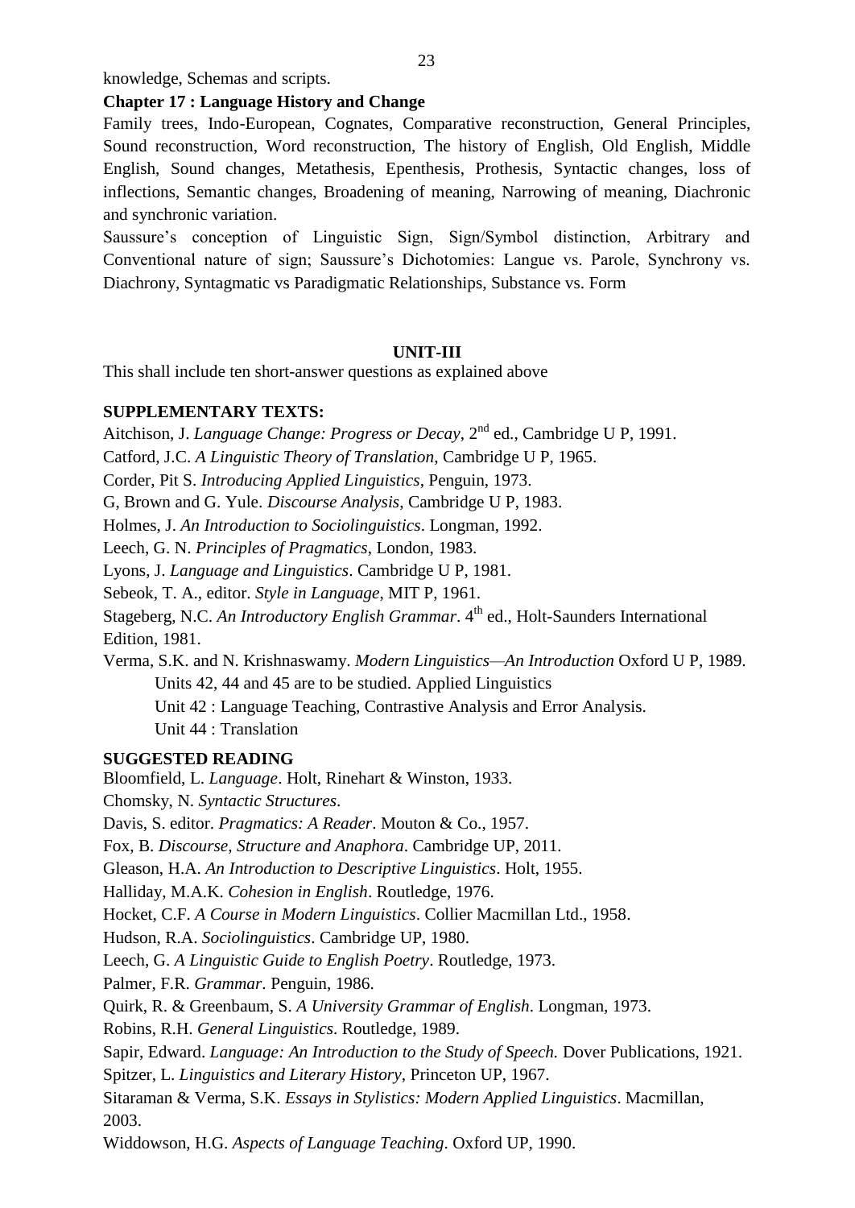knowledge, Schemas and scripts.

**Chapter 17 : Language History and Change**

Family trees, Indo-European, Cognates, Comparative reconstruction, General Principles, Sound reconstruction, Word reconstruction, The history of English, Old English, Middle English, Sound changes, Metathesis, Epenthesis, Prothesis, Syntactic changes, loss of inflections, Semantic changes, Broadening of meaning, Narrowing of meaning, Diachronic and synchronic variation.

Saussure's conception of Linguistic Sign, Sign/Symbol distinction, Arbitrary and Conventional nature of sign; Saussure's Dichotomies: Langue vs. Parole, Synchrony vs. Diachrony, Syntagmatic vs Paradigmatic Relationships, Substance vs. Form

**UNIT-III**

This shall include ten short-answer questions as explained above

**SUPPLEMENTARY TEXTS:**

Aitchison, J. *Language Change: Progress or Decay*, 2nd ed., Cambridge U P, 1991.

Catford, J.C. *A Linguistic Theory of Translation*, Cambridge U P, 1965.

Corder, Pit S. *Introducing Applied Linguistics*, Penguin, 1973.

G, Brown and G. Yule. *Discourse Analysis*, Cambridge U P, 1983.

Holmes, J. *An Introduction to Sociolinguistics*. Longman, 1992.

Leech, G. N. *Principles of Pragmatics*, London, 1983.

Lyons, J. *Language and Linguistics*. Cambridge U P, 1981.

Sebeok, T. A., editor. *Style in Language*, MIT P, 1961.

Stageberg, N.C. *An Introductory English Grammar*. 4th ed., Holt-Saunders International Edition, 1981.

Verma, S.K. and N. Krishnaswamy. *Modern Linguistics—An Introduction* Oxford U P, 1989.

Units 42, 44 and 45 are to be studied. Applied Linguistics

Unit 42 : Language Teaching, Contrastive Analysis and Error Analysis.

Unit 44 : Translation

**SUGGESTED READING**

Bloomfield, L. *Language*. Holt, Rinehart & Winston, 1933.

Chomsky, N. *Syntactic Structures*.

Davis, S. editor. *Pragmatics: A Reader*. Mouton & Co., 1957.

Fox, B. *Discourse, Structure and Anaphora*. Cambridge UP, 2011.

Gleason, H.A. *An Introduction to Descriptive Linguistics*. Holt, 1955.

Halliday, M.A.K. *Cohesion in English*. Routledge, 1976.

Hocket, C.F. *A Course in Modern Linguistics*. Collier Macmillan Ltd., 1958.

Hudson, R.A. *Sociolinguistics*. Cambridge UP, 1980.

Leech, G. *A Linguistic Guide to English Poetry*. Routledge, 1973.

Palmer, F.R. *Grammar*. Penguin, 1986.

Quirk, R. & Greenbaum, S. *A University Grammar of English*. Longman, 1973.

Robins, R.H. *General Linguistics*. Routledge, 1989.

Sapir, Edward. *Language: An Introduction to the Study of Speech.* Dover Publications, 1921.

Spitzer, L. *Linguistics and Literary History*, Princeton UP, 1967.

Sitaraman & Verma, S.K. *Essays in Stylistics: Modern Applied Linguistics*. Macmillan, 2003.

Widdowson, H.G. *Aspects of Language Teaching*. Oxford UP, 1990.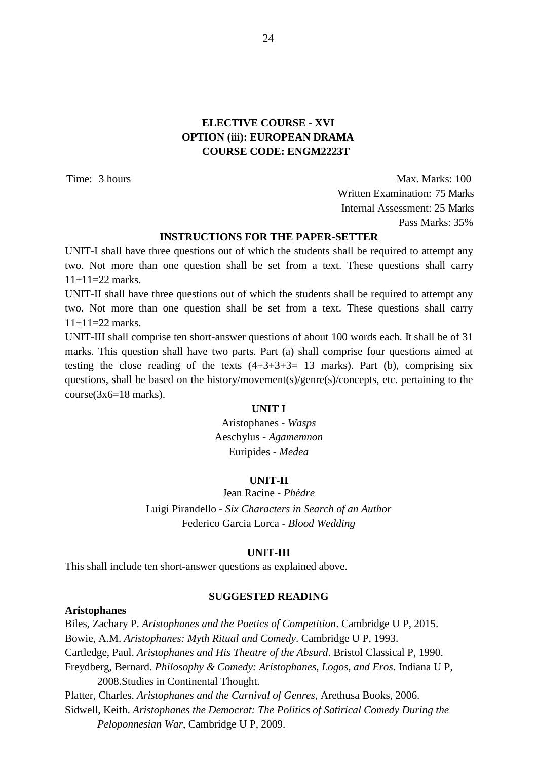## ELECTIVE COURSE - XVI
## OPTION (iii): EUROPEAN DRAMA
## COURSE CODE: ENGM2223T

Time: 3 hours

Max. Marks: 100
Written Examination: 75 Marks
Internal Assessment: 25 Marks
Pass Marks: 35%

### INSTRUCTIONS FOR THE PAPER-SETTER

UNIT-I shall have three questions out of which the students shall be required to attempt any two. Not more than one question shall be set from a text. These questions shall carry 11+11=22 marks.

UNIT-II shall have three questions out of which the students shall be required to attempt any two. Not more than one question shall be set from a text. These questions shall carry 11+11=22 marks.

UNIT-III shall comprise ten short-answer questions of about 100 words each. It shall be of 31 marks. This question shall have two parts. Part (a) shall comprise four questions aimed at testing the close reading of the texts (4+3+3+3= 13 marks). Part (b), comprising six questions, shall be based on the history/movement(s)/genre(s)/concepts, etc. pertaining to the course(3x6=18 marks).

### UNIT I

Aristophanes - *Wasps*
Aeschylus - *Agamemnon*
Euripides - *Medea*

### UNIT-II

Jean Racine - *Phèdre*
Luigi Pirandello - *Six Characters in Search of an Author*
Federico Garcia Lorca - *Blood Wedding*

### UNIT-III

This shall include ten short-answer questions as explained above.

### SUGGESTED READING

**Aristophanes**

Biles, Zachary P. *Aristophanes and the Poetics of Competition*. Cambridge U P, 2015.

Bowie, A.M. *Aristophanes: Myth Ritual and Comedy*. Cambridge U P, 1993.

Cartledge, Paul. *Aristophanes and His Theatre of the Absurd*. Bristol Classical P, 1990.

Freydberg, Bernard. *Philosophy & Comedy: Aristophanes, Logos, and Eros*. Indiana U P, 2008.Studies in Continental Thought.

Platter, Charles. *Aristophanes and the Carnival of Genres*, Arethusa Books, 2006.

Sidwell, Keith. *Aristophanes the Democrat: The Politics of Satirical Comedy During the Peloponnesian War*, Cambridge U P, 2009.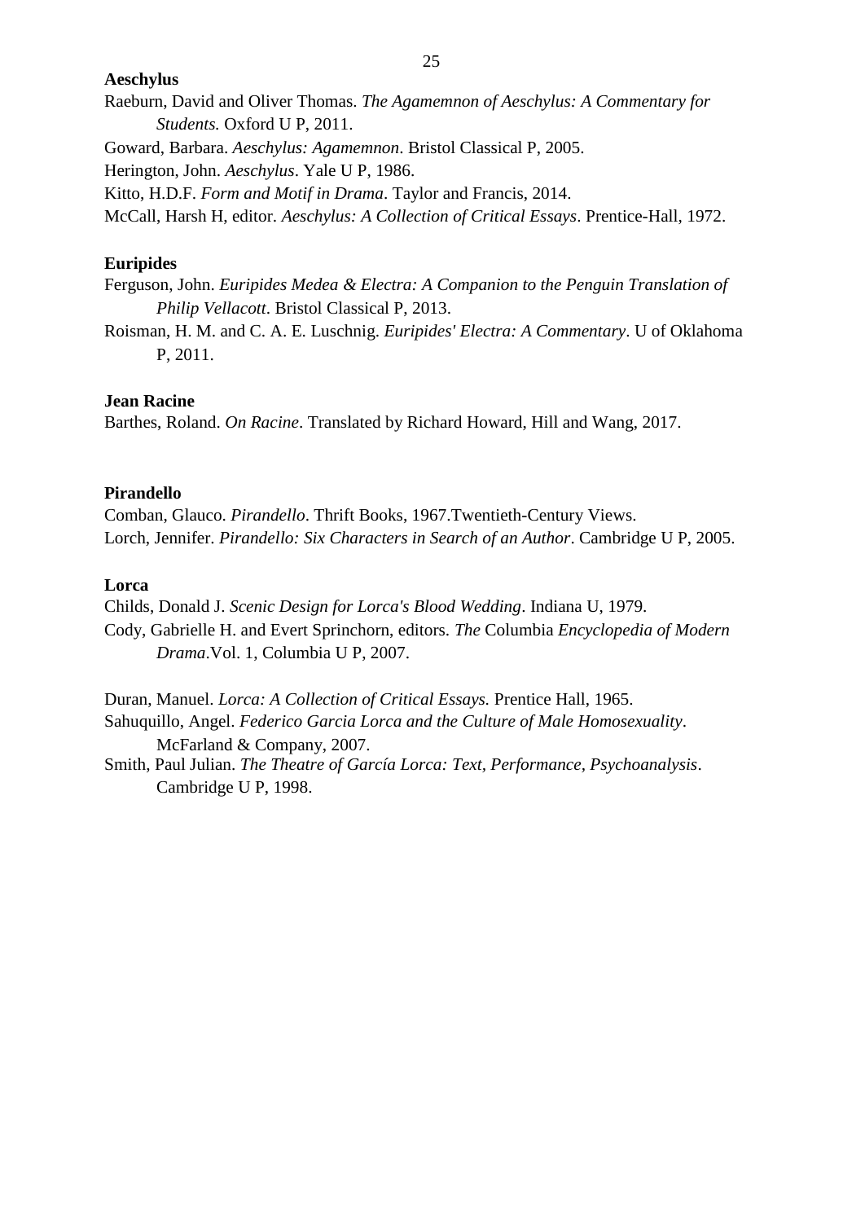**Aeschylus**

Raeburn, David and Oliver Thomas. *The Agamemnon of Aeschylus: A Commentary for Students.* Oxford U P, 2011.

Goward, Barbara. *Aeschylus: Agamemnon*. Bristol Classical P, 2005.

Herington, John. *Aeschylus*. Yale U P, 1986.

Kitto, H.D.F. *Form and Motif in Drama*. Taylor and Francis, 2014.

McCall, Harsh H, editor. *Aeschylus: A Collection of Critical Essays*. Prentice-Hall, 1972.

**Euripides**

Ferguson, John. *Euripides Medea & Electra: A Companion to the Penguin Translation of Philip Vellacott*. Bristol Classical P, 2013.

Roisman, H. M. and C. A. E. Luschnig. *Euripides' Electra: A Commentary*. U of Oklahoma P, 2011.

**Jean Racine**

Barthes, Roland. *On Racine*. Translated by Richard Howard, Hill and Wang, 2017.

**Pirandello**

Comban, Glauco. *Pirandello*. Thrift Books, 1967.Twentieth-Century Views.

Lorch, Jennifer. *Pirandello: Six Characters in Search of an Author*. Cambridge U P, 2005.

**Lorca**

Childs, Donald J. *Scenic Design for Lorca's Blood Wedding*. Indiana U, 1979.

Cody, Gabrielle H. and Evert Sprinchorn, editors. *The* Columbia *Encyclopedia of Modern Drama*.Vol. 1, Columbia U P, 2007.

Duran, Manuel. *Lorca: A Collection of Critical Essays.* Prentice Hall, 1965.

Sahuquillo, Angel. *Federico Garcia Lorca and the Culture of Male Homosexuality*. McFarland & Company, 2007.

Smith, Paul Julian. *The Theatre of García Lorca: Text, Performance, Psychoanalysis*. Cambridge U P, 1998.